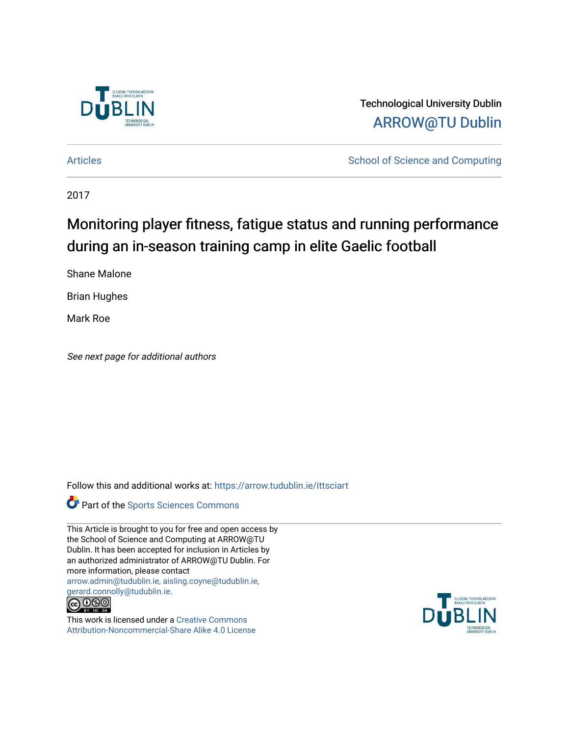Technological University Dublin
ARROW@TU Dublin

Articles | School of Science and Computing

2017

# Monitoring player fitness, fatigue status and running performance during an in-season training camp in elite Gaelic football

Shane Malone

Brian Hughes

Mark Roe

*See next page for additional authors*

Follow this and additional works at: https://arrow.tudublin.ie/ittsciart

Part of the Sports Sciences Commons

This Article is brought to you for free and open access by the School of Science and Computing at ARROW@TU Dublin. It has been accepted for inclusion in Articles by an authorized administrator of ARROW@TU Dublin. For more information, please contact arrow.admin@tudublin.ie, aisling.coyne@tudublin.ie, gerard.connolly@tudublin.ie.

This work is licensed under a Creative Commons Attribution-Noncommercial-Share Alike 4.0 License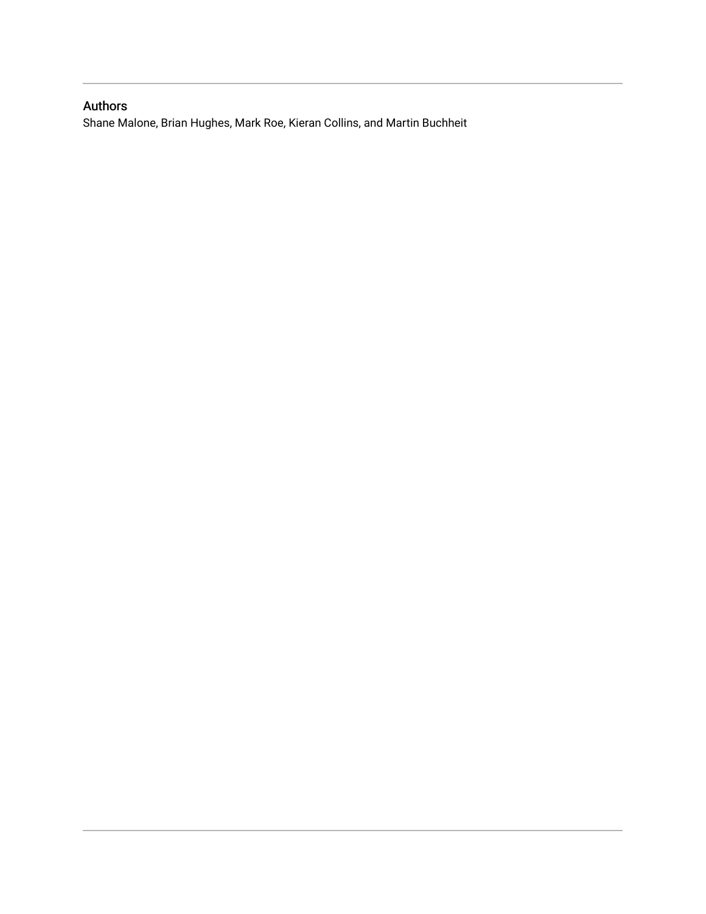## Authors

Shane Malone, Brian Hughes, Mark Roe, Kieran Collins, and Martin Buchheit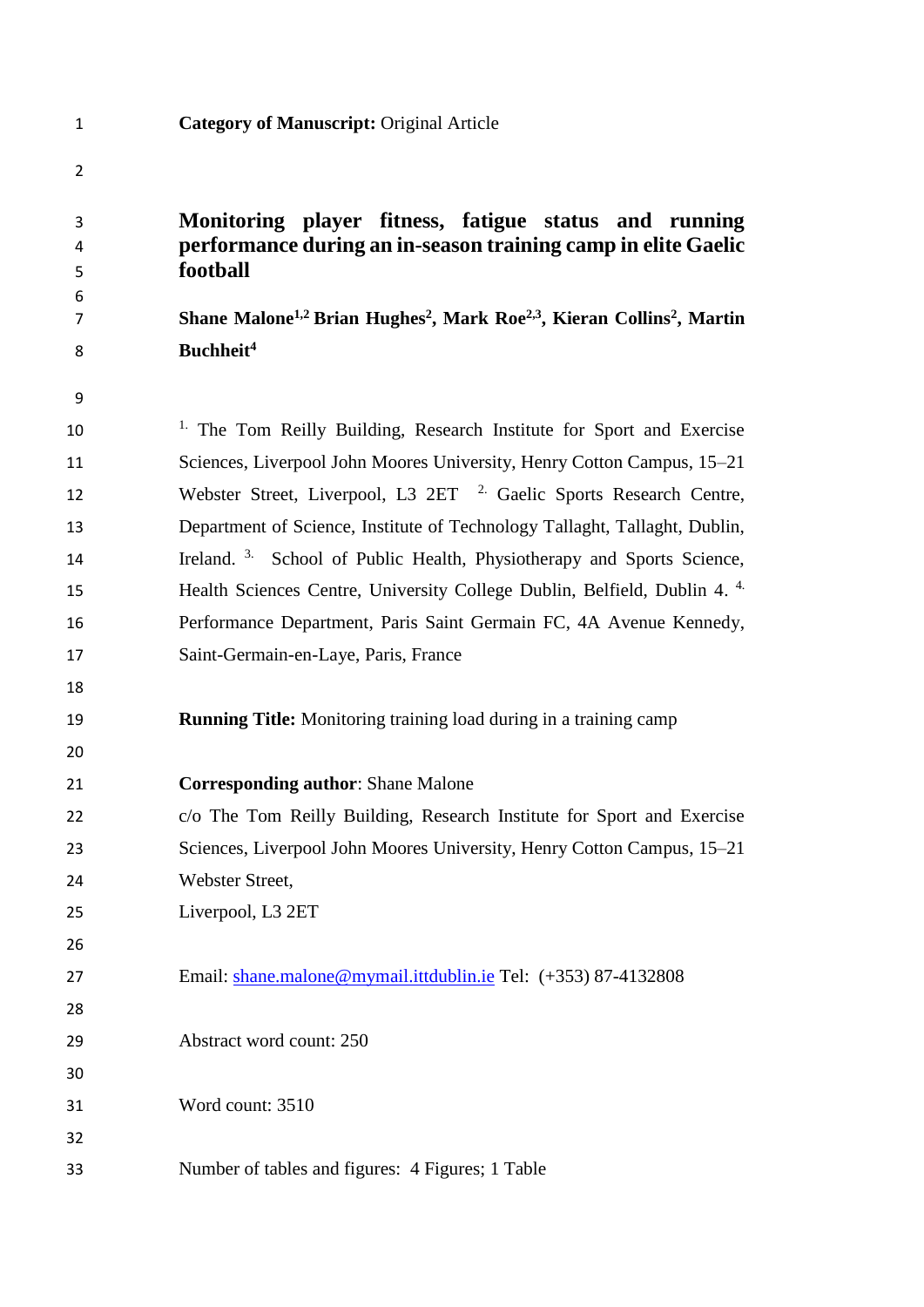**Category of Manuscript:** Original Article

# Monitoring player fitness, fatigue status and running performance during an in-season training camp in elite Gaelic football

**Shane Malone[1,2] Brian Hughes[2], Mark Roe[2,3], Kieran Collins[2], Martin Buchheit[4]**

[1.] The Tom Reilly Building, Research Institute for Sport and Exercise Sciences, Liverpool John Moores University, Henry Cotton Campus, 15–21 Webster Street, Liverpool, L3 2ET [2.] Gaelic Sports Research Centre, Department of Science, Institute of Technology Tallaght, Tallaght, Dublin, Ireland. [3.] School of Public Health, Physiotherapy and Sports Science, Health Sciences Centre, University College Dublin, Belfield, Dublin 4. [4.] Performance Department, Paris Saint Germain FC, 4A Avenue Kennedy, Saint-Germain-en-Laye, Paris, France

**Running Title:** Monitoring training load during in a training camp

**Corresponding author**: Shane Malone
c/o The Tom Reilly Building, Research Institute for Sport and Exercise Sciences, Liverpool John Moores University, Henry Cotton Campus, 15–21 Webster Street,
Liverpool, L3 2ET

Email: shane.malone@mymail.ittdublin.ie Tel: (+353) 87-4132808

Abstract word count: 250

Word count: 3510

Number of tables and figures: 4 Figures; 1 Table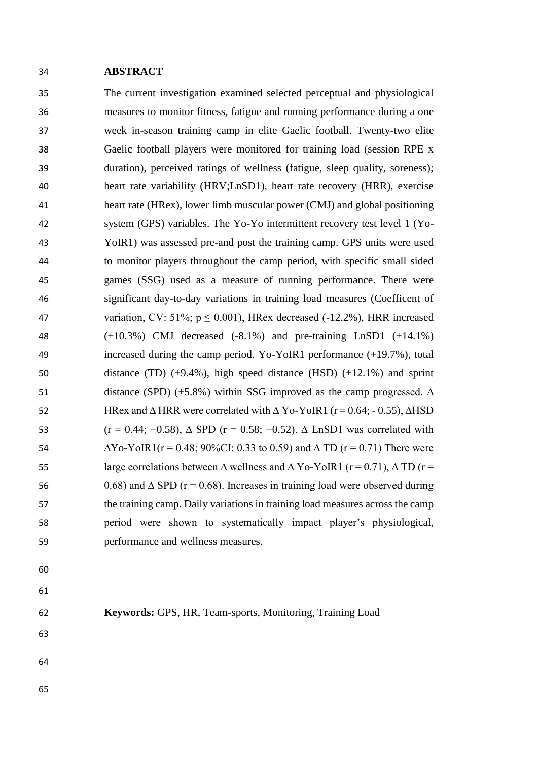## ABSTRACT

The current investigation examined selected perceptual and physiological measures to monitor fitness, fatigue and running performance during a one week in-season training camp in elite Gaelic football. Twenty-two elite Gaelic football players were monitored for training load (session RPE x duration), perceived ratings of wellness (fatigue, sleep quality, soreness); heart rate variability (HRV;LnSD1), heart rate recovery (HRR), exercise heart rate (HRex), lower limb muscular power (CMJ) and global positioning system (GPS) variables. The Yo-Yo intermittent recovery test level 1 (Yo-YoIR1) was assessed pre-and post the training camp. GPS units were used to monitor players throughout the camp period, with specific small sided games (SSG) used as a measure of running performance. There were significant day-to-day variations in training load measures (Coefficent of variation, CV: 51%; $p \leq 0.001$), HRex decreased (-12.2%), HRR increased (+10.3%) CMJ decreased (-8.1%) and pre-training LnSD1 (+14.1%) increased during the camp period. Yo-YoIR1 performance (+19.7%), total distance (TD) (+9.4%), high speed distance (HSD) (+12.1%) and sprint distance (SPD) (+5.8%) within SSG improved as the camp progressed. $\Delta$ HRex and $\Delta$ HRR were correlated with $\Delta$ Yo-YoIR1 ($r = 0.64$; - 0.55), $\Delta$HSD ($r = 0.44$; −0.58), $\Delta$ SPD ($r = 0.58$; −0.52). $\Delta$ LnSD1 was correlated with $\Delta$Yo-YoIR1($r = 0.48$; 90%CI: 0.33 to 0.59) and $\Delta$ TD ($r = 0.71$) There were large correlations between $\Delta$ wellness and $\Delta$ Yo-YoIR1 ($r = 0.71$), $\Delta$ TD ($r = 0.68$) and $\Delta$ SPD ($r = 0.68$). Increases in training load were observed during the training camp. Daily variations in training load measures across the camp period were shown to systematically impact player's physiological, performance and wellness measures.

**Keywords:** GPS, HR, Team-sports, Monitoring, Training Load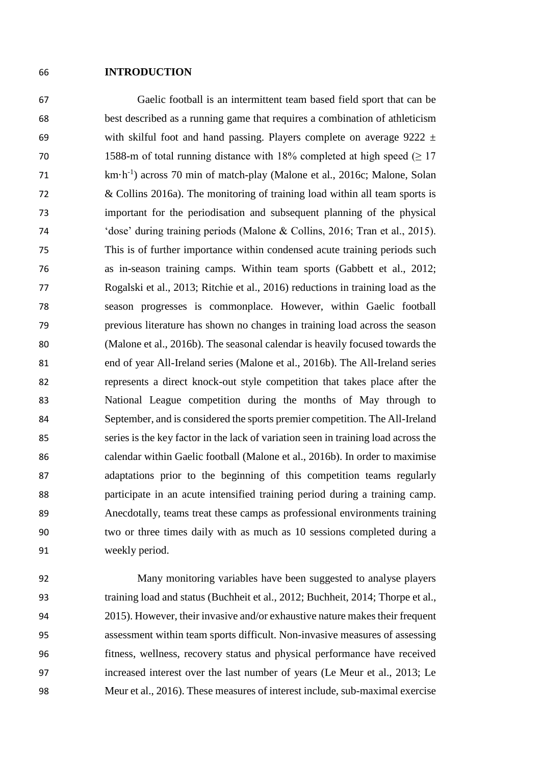# INTRODUCTION

Gaelic football is an intermittent team based field sport that can be best described as a running game that requires a combination of athleticism with skilful foot and hand passing. Players complete on average 9222 ± 1588-m of total running distance with 18% completed at high speed (≥ 17 $km \cdot h^{-1}$) across 70 min of match-play (Malone et al., 2016c; Malone, Solan & Collins 2016a). The monitoring of training load within all team sports is important for the periodisation and subsequent planning of the physical 'dose' during training periods (Malone & Collins, 2016; Tran et al., 2015). This is of further importance within condensed acute training periods such as in-season training camps. Within team sports (Gabbett et al., 2012; Rogalski et al., 2013; Ritchie et al., 2016) reductions in training load as the season progresses is commonplace. However, within Gaelic football previous literature has shown no changes in training load across the season (Malone et al., 2016b). The seasonal calendar is heavily focused towards the end of year All-Ireland series (Malone et al., 2016b). The All-Ireland series represents a direct knock-out style competition that takes place after the National League competition during the months of May through to September, and is considered the sports premier competition. The All-Ireland series is the key factor in the lack of variation seen in training load across the calendar within Gaelic football (Malone et al., 2016b). In order to maximise adaptations prior to the beginning of this competition teams regularly participate in an acute intensified training period during a training camp. Anecdotally, teams treat these camps as professional environments training two or three times daily with as much as 10 sessions completed during a weekly period.

Many monitoring variables have been suggested to analyse players training load and status (Buchheit et al., 2012; Buchheit, 2014; Thorpe et al., 2015). However, their invasive and/or exhaustive nature makes their frequent assessment within team sports difficult. Non-invasive measures of assessing fitness, wellness, recovery status and physical performance have received increased interest over the last number of years (Le Meur et al., 2013; Le Meur et al., 2016). These measures of interest include, sub-maximal exercise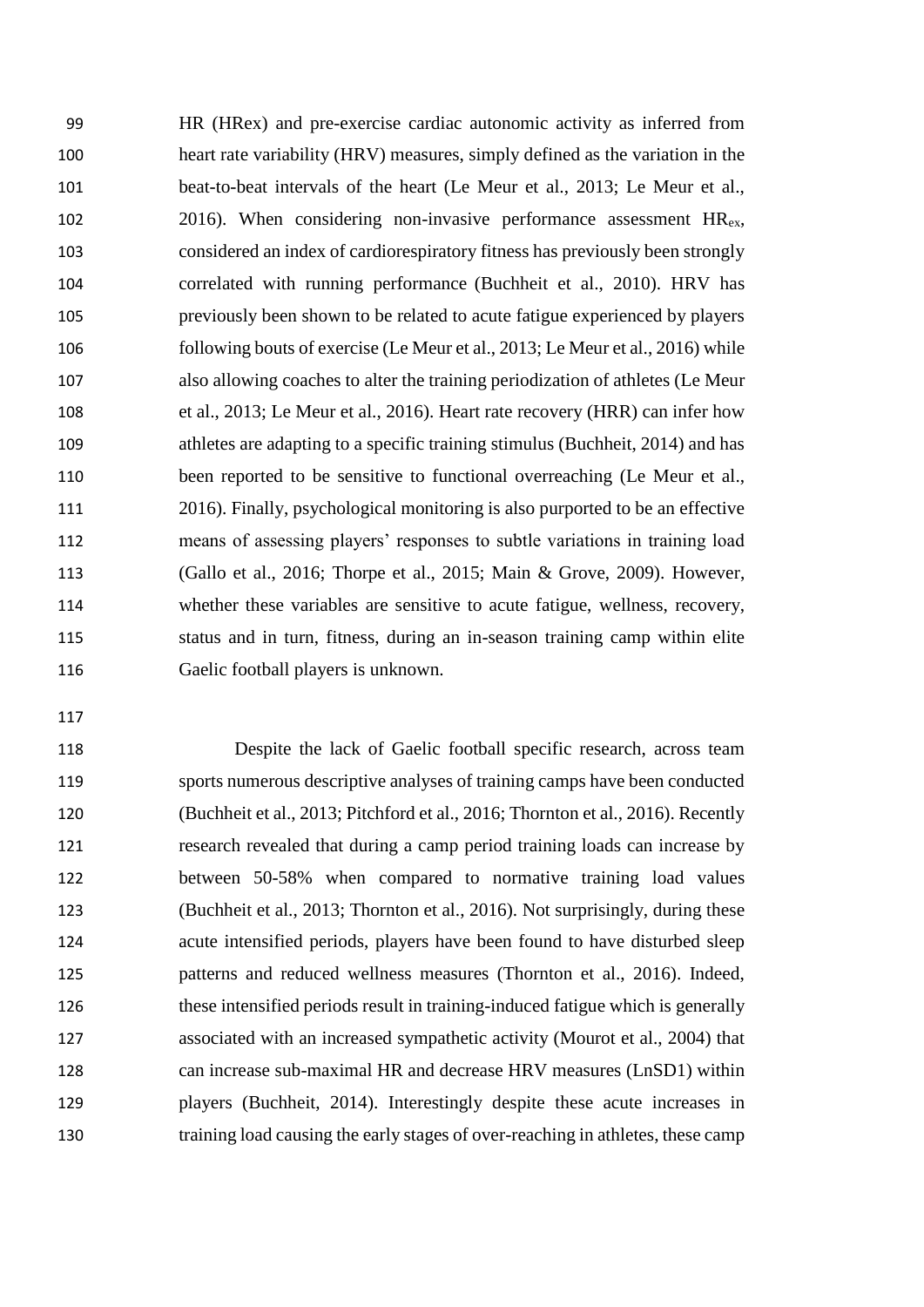HR (HRex) and pre-exercise cardiac autonomic activity as inferred from heart rate variability (HRV) measures, simply defined as the variation in the beat-to-beat intervals of the heart (Le Meur et al., 2013; Le Meur et al., 2016). When considering non-invasive performance assessment $HR_{ex}$, considered an index of cardiorespiratory fitness has previously been strongly correlated with running performance (Buchheit et al., 2010). HRV has previously been shown to be related to acute fatigue experienced by players following bouts of exercise (Le Meur et al., 2013; Le Meur et al., 2016) while also allowing coaches to alter the training periodization of athletes (Le Meur et al., 2013; Le Meur et al., 2016). Heart rate recovery (HRR) can infer how athletes are adapting to a specific training stimulus (Buchheit, 2014) and has been reported to be sensitive to functional overreaching (Le Meur et al., 2016). Finally, psychological monitoring is also purported to be an effective means of assessing players' responses to subtle variations in training load (Gallo et al., 2016; Thorpe et al., 2015; Main & Grove, 2009). However, whether these variables are sensitive to acute fatigue, wellness, recovery, status and in turn, fitness, during an in-season training camp within elite Gaelic football players is unknown.

Despite the lack of Gaelic football specific research, across team sports numerous descriptive analyses of training camps have been conducted (Buchheit et al., 2013; Pitchford et al., 2016; Thornton et al., 2016). Recently research revealed that during a camp period training loads can increase by between 50-58% when compared to normative training load values (Buchheit et al., 2013; Thornton et al., 2016). Not surprisingly, during these acute intensified periods, players have been found to have disturbed sleep patterns and reduced wellness measures (Thornton et al., 2016). Indeed, these intensified periods result in training-induced fatigue which is generally associated with an increased sympathetic activity (Mourot et al., 2004) that can increase sub-maximal HR and decrease HRV measures (LnSD1) within players (Buchheit, 2014). Interestingly despite these acute increases in training load causing the early stages of over-reaching in athletes, these camp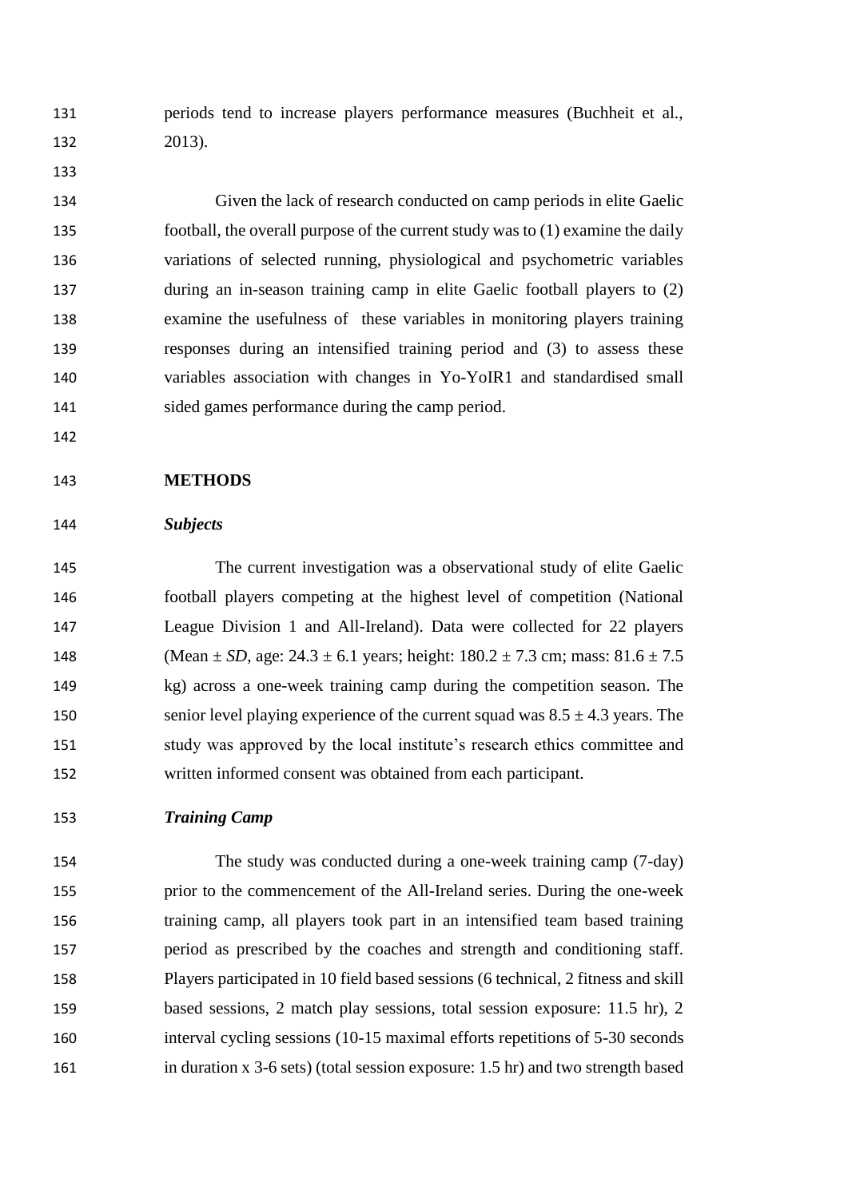periods tend to increase players performance measures (Buchheit et al., 2013).

Given the lack of research conducted on camp periods in elite Gaelic football, the overall purpose of the current study was to (1) examine the daily variations of selected running, physiological and psychometric variables during an in-season training camp in elite Gaelic football players to (2) examine the usefulness of these variables in monitoring players training responses during an intensified training period and (3) to assess these variables association with changes in Yo-YoIR1 and standardised small sided games performance during the camp period.

## METHODS

### *Subjects*

The current investigation was a observational study of elite Gaelic football players competing at the highest level of competition (National League Division 1 and All-Ireland). Data were collected for 22 players (Mean ± *SD*, age: 24.3 ± 6.1 years; height: 180.2 ± 7.3 cm; mass: 81.6 ± 7.5 kg) across a one-week training camp during the competition season. The senior level playing experience of the current squad was 8.5 ± 4.3 years. The study was approved by the local institute's research ethics committee and written informed consent was obtained from each participant.

### *Training Camp*

The study was conducted during a one-week training camp (7-day) prior to the commencement of the All-Ireland series. During the one-week training camp, all players took part in an intensified team based training period as prescribed by the coaches and strength and conditioning staff. Players participated in 10 field based sessions (6 technical, 2 fitness and skill based sessions, 2 match play sessions, total session exposure: 11.5 hr), 2 interval cycling sessions (10-15 maximal efforts repetitions of 5-30 seconds in duration x 3-6 sets) (total session exposure: 1.5 hr) and two strength based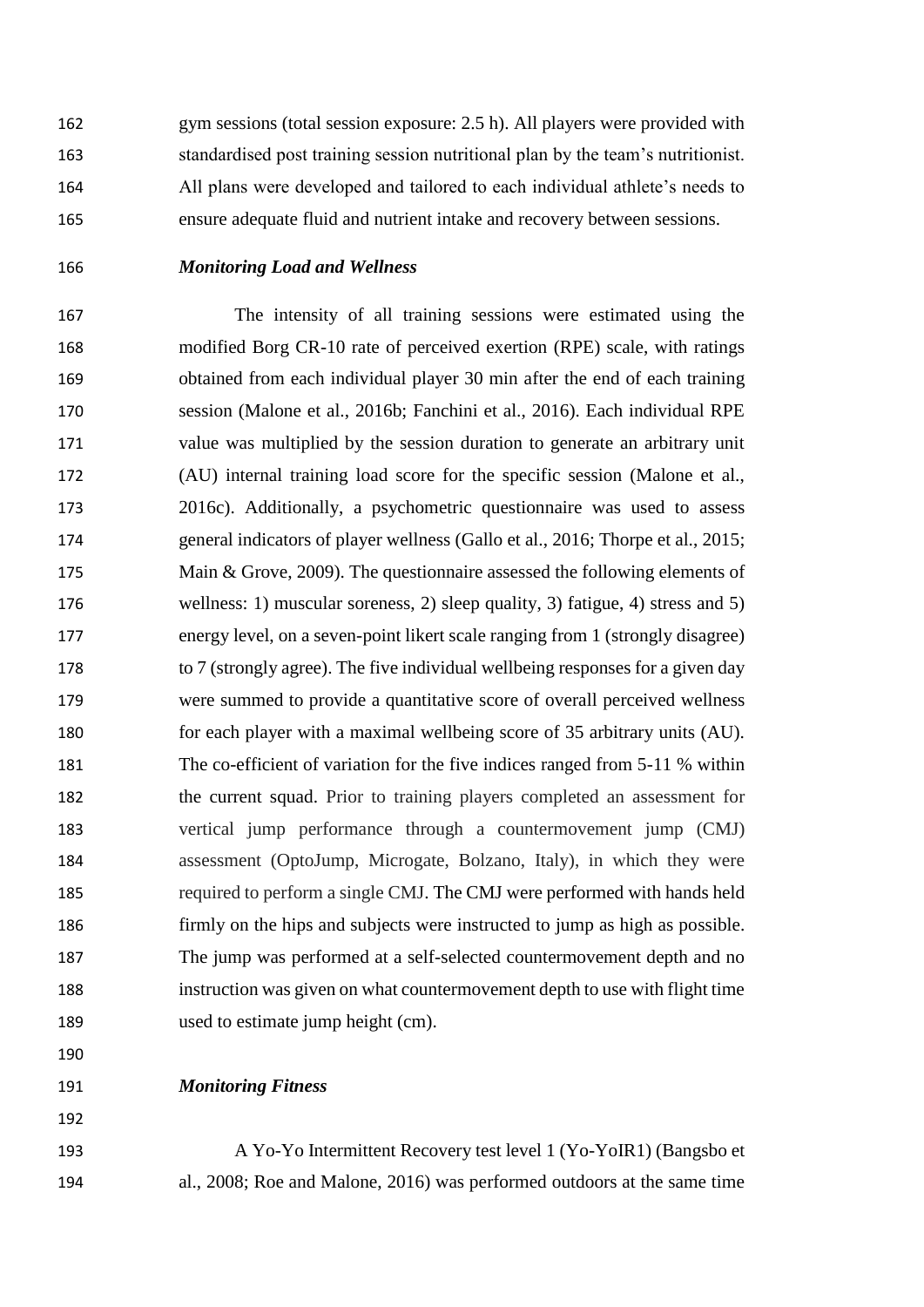gym sessions (total session exposure: 2.5 h). All players were provided with standardised post training session nutritional plan by the team's nutritionist. All plans were developed and tailored to each individual athlete's needs to ensure adequate fluid and nutrient intake and recovery between sessions.

### *Monitoring Load and Wellness*

The intensity of all training sessions were estimated using the modified Borg CR-10 rate of perceived exertion (RPE) scale, with ratings obtained from each individual player 30 min after the end of each training session (Malone et al., 2016b; Fanchini et al., 2016). Each individual RPE value was multiplied by the session duration to generate an arbitrary unit (AU) internal training load score for the specific session (Malone et al., 2016c). Additionally, a psychometric questionnaire was used to assess general indicators of player wellness (Gallo et al., 2016; Thorpe et al., 2015; Main & Grove, 2009). The questionnaire assessed the following elements of wellness: 1) muscular soreness, 2) sleep quality, 3) fatigue, 4) stress and 5) energy level, on a seven-point likert scale ranging from 1 (strongly disagree) to 7 (strongly agree). The five individual wellbeing responses for a given day were summed to provide a quantitative score of overall perceived wellness for each player with a maximal wellbeing score of 35 arbitrary units (AU). The co-efficient of variation for the five indices ranged from 5-11 % within the current squad. Prior to training players completed an assessment for vertical jump performance through a countermovement jump (CMJ) assessment (OptoJump, Microgate, Bolzano, Italy), in which they were required to perform a single CMJ. The CMJ were performed with hands held firmly on the hips and subjects were instructed to jump as high as possible. The jump was performed at a self-selected countermovement depth and no instruction was given on what countermovement depth to use with flight time used to estimate jump height (cm).

### *Monitoring Fitness*

A Yo-Yo Intermittent Recovery test level 1 (Yo-YoIR1) (Bangsbo et al., 2008; Roe and Malone, 2016) was performed outdoors at the same time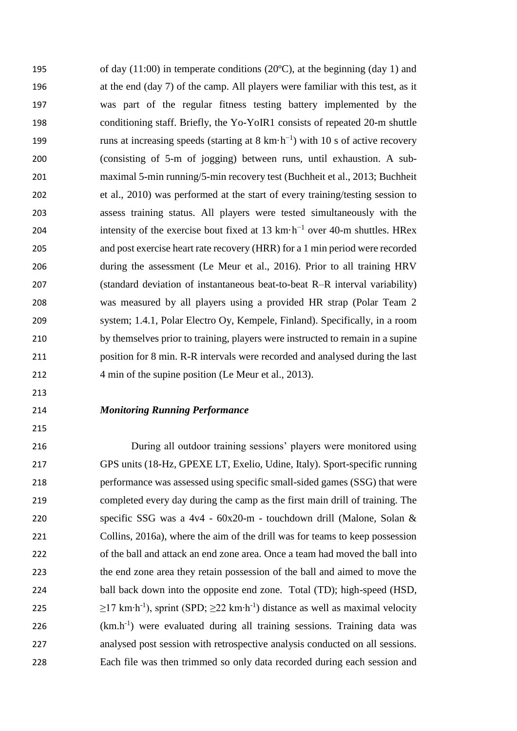of day (11:00) in temperate conditions (20ºC), at the beginning (day 1) and at the end (day 7) of the camp. All players were familiar with this test, as it was part of the regular fitness testing battery implemented by the conditioning staff. Briefly, the Yo-YoIR1 consists of repeated 20-m shuttle runs at increasing speeds (starting at 8 $km \cdot h^{-1}$) with 10 s of active recovery (consisting of 5-m of jogging) between runs, until exhaustion. A sub-maximal 5-min running/5-min recovery test (Buchheit et al., 2013; Buchheit et al., 2010) was performed at the start of every training/testing session to assess training status. All players were tested simultaneously with the intensity of the exercise bout fixed at 13 $km \cdot h^{-1}$ over 40-m shuttles. HRex and post exercise heart rate recovery (HRR) for a 1 min period were recorded during the assessment (Le Meur et al., 2016). Prior to all training HRV (standard deviation of instantaneous beat-to-beat R–R interval variability) was measured by all players using a provided HR strap (Polar Team 2 system; 1.4.1, Polar Electro Oy, Kempele, Finland). Specifically, in a room by themselves prior to training, players were instructed to remain in a supine position for 8 min. R-R intervals were recorded and analysed during the last 4 min of the supine position (Le Meur et al., 2013).

### *Monitoring Running Performance*

During all outdoor training sessions' players were monitored using GPS units (18-Hz, GPEXE LT, Exelio, Udine, Italy). Sport-specific running performance was assessed using specific small-sided games (SSG) that were completed every day during the camp as the first main drill of training. The specific SSG was a 4v4 - 60x20-m - touchdown drill (Malone, Solan & Collins, 2016a), where the aim of the drill was for teams to keep possession of the ball and attack an end zone area. Once a team had moved the ball into the end zone area they retain possession of the ball and aimed to move the ball back down into the opposite end zone. Total (TD); high-speed (HSD, $\geq$17 $km \cdot h^{-1}$), sprint (SPD; $\geq$22 $km \cdot h^{-1}$) distance as well as maximal velocity ($km.h^{-1}$) were evaluated during all training sessions. Training data was analysed post session with retrospective analysis conducted on all sessions. Each file was then trimmed so only data recorded during each session and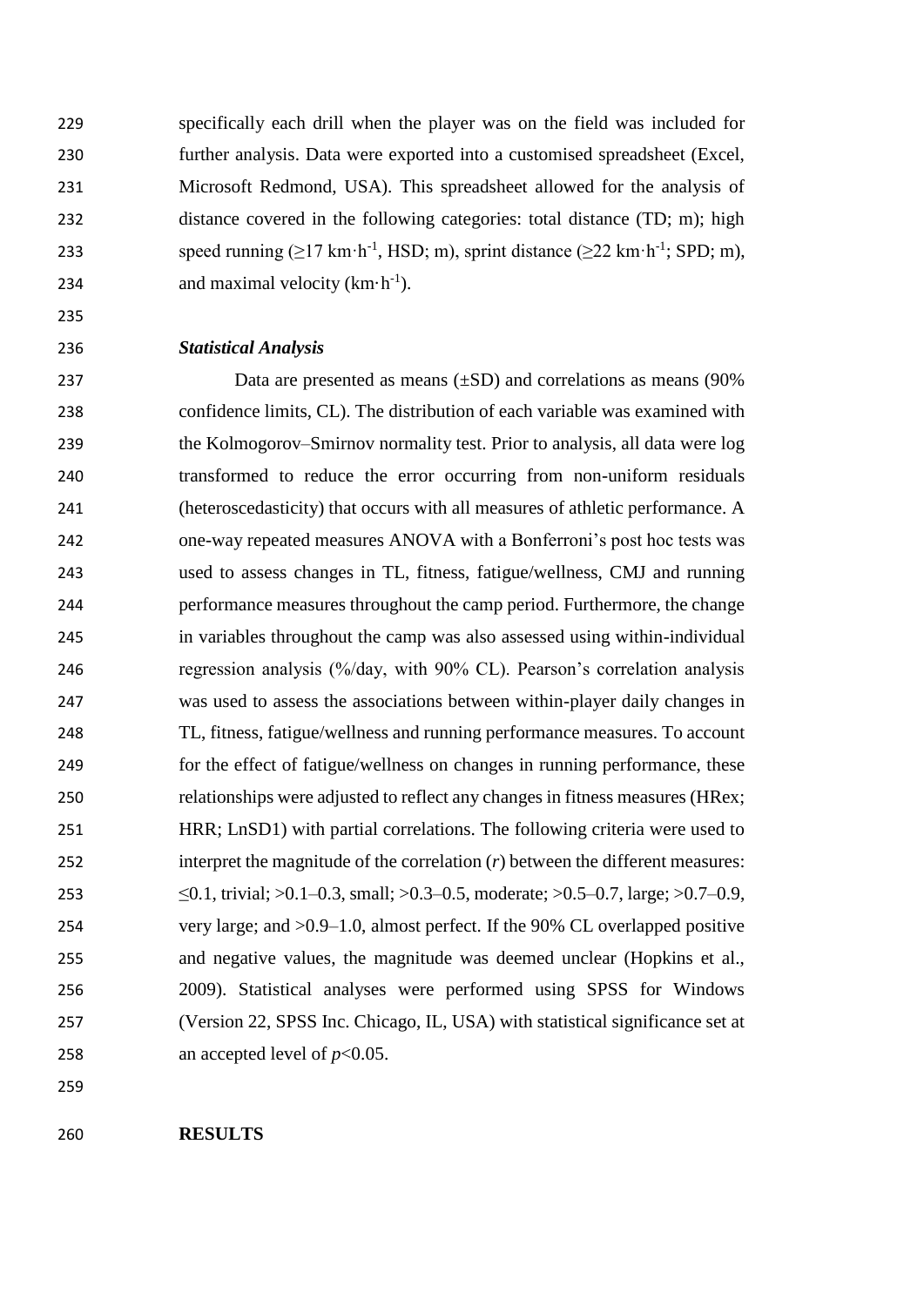specifically each drill when the player was on the field was included for further analysis. Data were exported into a customised spreadsheet (Excel, Microsoft Redmond, USA). This spreadsheet allowed for the analysis of distance covered in the following categories: total distance (TD; m); high speed running (≥17 km·h$^{-1}$, HSD; m), sprint distance (≥22 km·h$^{-1}$; SPD; m), and maximal velocity (km·h$^{-1}$).

***Statistical Analysis***

Data are presented as means (±SD) and correlations as means (90% confidence limits, CL). The distribution of each variable was examined with the Kolmogorov–Smirnov normality test. Prior to analysis, all data were log transformed to reduce the error occurring from non-uniform residuals (heteroscedasticity) that occurs with all measures of athletic performance. A one-way repeated measures ANOVA with a Bonferroni's post hoc tests was used to assess changes in TL, fitness, fatigue/wellness, CMJ and running performance measures throughout the camp period. Furthermore, the change in variables throughout the camp was also assessed using within-individual regression analysis (%/day, with 90% CL). Pearson's correlation analysis was used to assess the associations between within-player daily changes in TL, fitness, fatigue/wellness and running performance measures. To account for the effect of fatigue/wellness on changes in running performance, these relationships were adjusted to reflect any changes in fitness measures (HRex; HRR; LnSD1) with partial correlations. The following criteria were used to interpret the magnitude of the correlation ($r$) between the different measures: ≤0.1, trivial; >0.1–0.3, small; >0.3–0.5, moderate; >0.5–0.7, large; >0.7–0.9, very large; and >0.9–1.0, almost perfect. If the 90% CL overlapped positive and negative values, the magnitude was deemed unclear (Hopkins et al., 2009). Statistical analyses were performed using SPSS for Windows (Version 22, SPSS Inc. Chicago, IL, USA) with statistical significance set at an accepted level of $p<0.05$.

**RESULTS**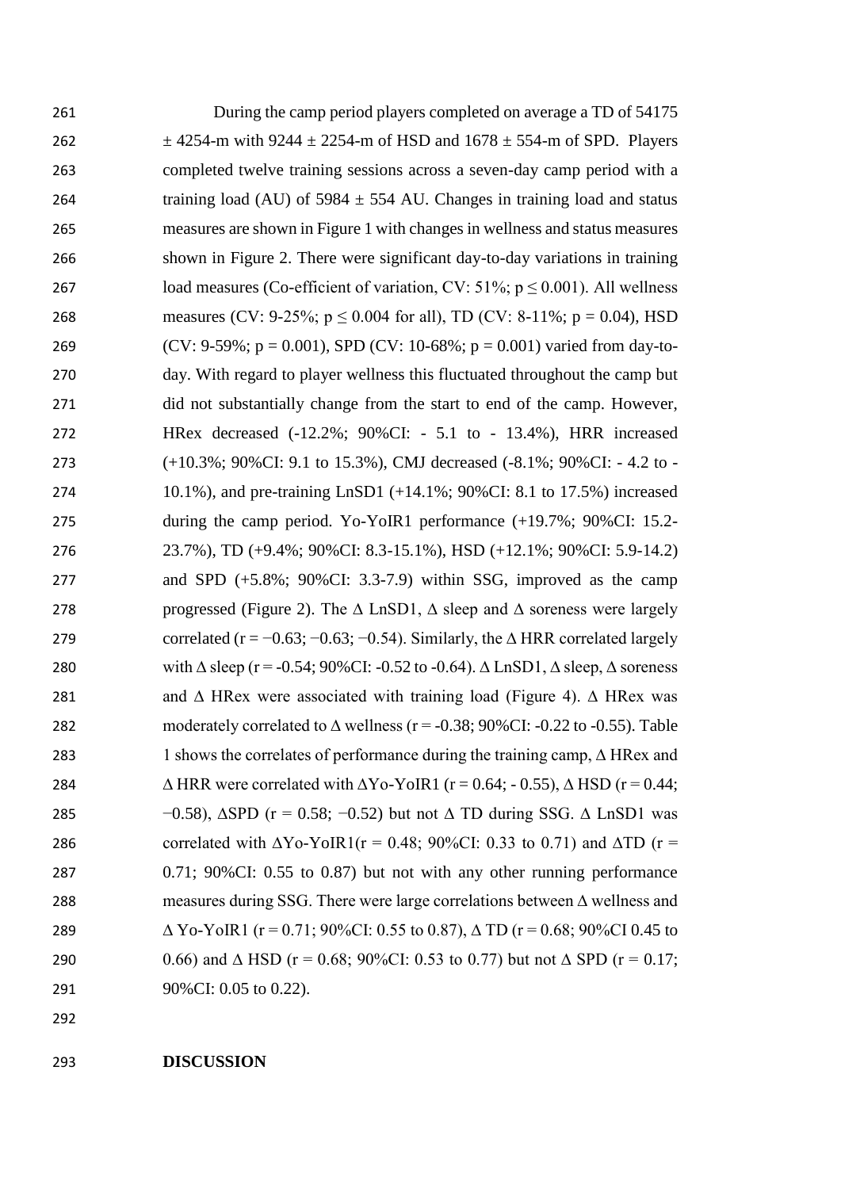During the camp period players completed on average a TD of 54175 ± 4254-m with 9244 ± 2254-m of HSD and 1678 ± 554-m of SPD. Players completed twelve training sessions across a seven-day camp period with a training load (AU) of 5984 ± 554 AU. Changes in training load and status measures are shown in Figure 1 with changes in wellness and status measures shown in Figure 2. There were significant day-to-day variations in training load measures (Co-efficient of variation, CV: 51%; $p \leq 0.001$). All wellness measures (CV: 9-25%; $p \leq 0.004$ for all), TD (CV: 8-11%; $p = 0.04$), HSD (CV: 9-59%; $p = 0.001$), SPD (CV: 10-68%; $p = 0.001$) varied from day-to-day. With regard to player wellness this fluctuated throughout the camp but did not substantially change from the start to end of the camp. However, HRex decreased (-12.2%; 90%CI: - 5.1 to - 13.4%), HRR increased (+10.3%; 90%CI: 9.1 to 15.3%), CMJ decreased (-8.1%; 90%CI: - 4.2 to - 10.1%), and pre-training LnSD1 (+14.1%; 90%CI: 8.1 to 17.5%) increased during the camp period. Yo-YoIR1 performance (+19.7%; 90%CI: 15.2-23.7%), TD (+9.4%; 90%CI: 8.3-15.1%), HSD (+12.1%; 90%CI: 5.9-14.2) and SPD (+5.8%; 90%CI: 3.3-7.9) within SSG, improved as the camp progressed (Figure 2). The Δ LnSD1, Δ sleep and Δ soreness were largely correlated ($r = −0.63; −0.63; −0.54$). Similarly, the Δ HRR correlated largely with Δ sleep ($r = -0.54$; 90%CI: -0.52 to -0.64). Δ LnSD1, Δ sleep, Δ soreness and Δ HRex were associated with training load (Figure 4). Δ HRex was moderately correlated to Δ wellness ($r = -0.38$; 90%CI: -0.22 to -0.55). Table 1 shows the correlates of performance during the training camp, Δ HRex and Δ HRR were correlated with ΔYo-YoIR1 ($r = 0.64; - 0.55$), Δ HSD ($r = 0.44; −0.58$), ΔSPD ($r = 0.58; −0.52$) but not Δ TD during SSG. Δ LnSD1 was correlated with ΔYo-YoIR1($r = 0.48$; 90%CI: 0.33 to 0.71) and ΔTD ($r = 0.71$; 90%CI: 0.55 to 0.87) but not with any other running performance measures during SSG. There were large correlations between Δ wellness and Δ Yo-YoIR1 ($r = 0.71$; 90%CI: 0.55 to 0.87), Δ TD ($r = 0.68$; 90%CI 0.45 to 0.66) and Δ HSD ($r = 0.68$; 90%CI: 0.53 to 0.77) but not Δ SPD ($r = 0.17$; 90%CI: 0.05 to 0.22).

## DISCUSSION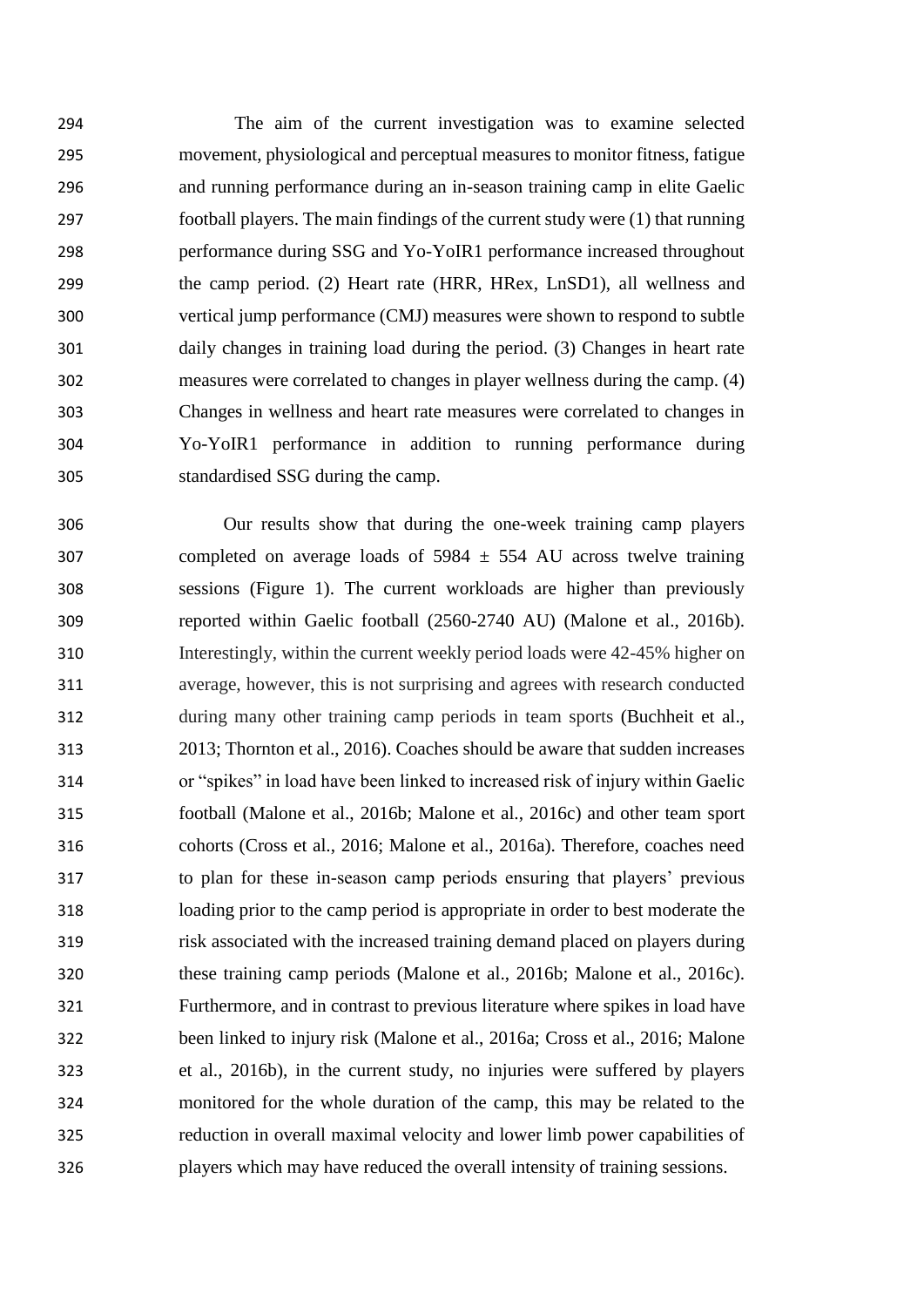The aim of the current investigation was to examine selected movement, physiological and perceptual measures to monitor fitness, fatigue and running performance during an in-season training camp in elite Gaelic football players. The main findings of the current study were (1) that running performance during SSG and Yo-YoIR1 performance increased throughout the camp period. (2) Heart rate (HRR, HRex, LnSD1), all wellness and vertical jump performance (CMJ) measures were shown to respond to subtle daily changes in training load during the period. (3) Changes in heart rate measures were correlated to changes in player wellness during the camp. (4) Changes in wellness and heart rate measures were correlated to changes in Yo-YoIR1 performance in addition to running performance during standardised SSG during the camp.

Our results show that during the one-week training camp players completed on average loads of 5984 ± 554 AU across twelve training sessions (Figure 1). The current workloads are higher than previously reported within Gaelic football (2560-2740 AU) (Malone et al., 2016b). Interestingly, within the current weekly period loads were 42-45% higher on average, however, this is not surprising and agrees with research conducted during many other training camp periods in team sports (Buchheit et al., 2013; Thornton et al., 2016). Coaches should be aware that sudden increases or "spikes" in load have been linked to increased risk of injury within Gaelic football (Malone et al., 2016b; Malone et al., 2016c) and other team sport cohorts (Cross et al., 2016; Malone et al., 2016a). Therefore, coaches need to plan for these in-season camp periods ensuring that players' previous loading prior to the camp period is appropriate in order to best moderate the risk associated with the increased training demand placed on players during these training camp periods (Malone et al., 2016b; Malone et al., 2016c). Furthermore, and in contrast to previous literature where spikes in load have been linked to injury risk (Malone et al., 2016a; Cross et al., 2016; Malone et al., 2016b), in the current study, no injuries were suffered by players monitored for the whole duration of the camp, this may be related to the reduction in overall maximal velocity and lower limb power capabilities of players which may have reduced the overall intensity of training sessions.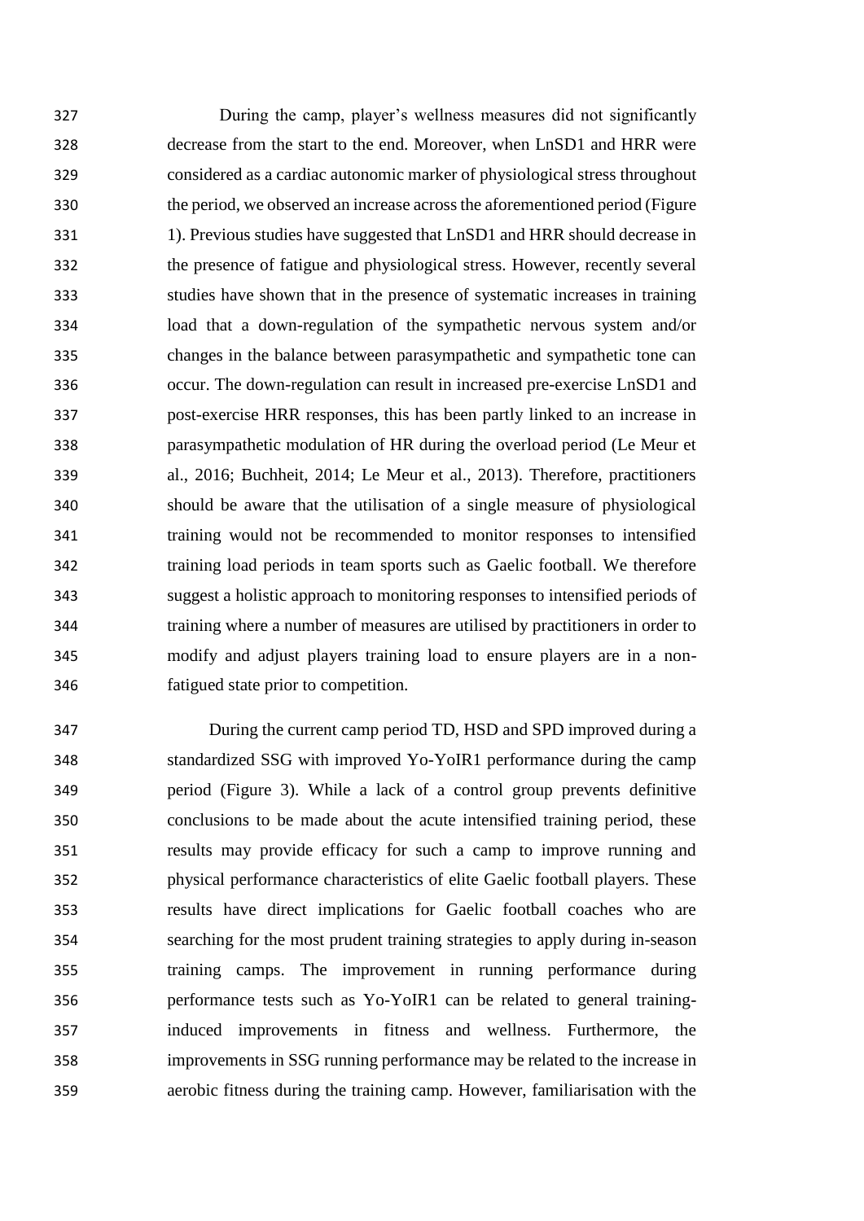During the camp, player's wellness measures did not significantly decrease from the start to the end. Moreover, when LnSD1 and HRR were considered as a cardiac autonomic marker of physiological stress throughout the period, we observed an increase across the aforementioned period (Figure 1). Previous studies have suggested that LnSD1 and HRR should decrease in the presence of fatigue and physiological stress. However, recently several studies have shown that in the presence of systematic increases in training load that a down-regulation of the sympathetic nervous system and/or changes in the balance between parasympathetic and sympathetic tone can occur. The down-regulation can result in increased pre-exercise LnSD1 and post-exercise HRR responses, this has been partly linked to an increase in parasympathetic modulation of HR during the overload period (Le Meur et al., 2016; Buchheit, 2014; Le Meur et al., 2013). Therefore, practitioners should be aware that the utilisation of a single measure of physiological training would not be recommended to monitor responses to intensified training load periods in team sports such as Gaelic football. We therefore suggest a holistic approach to monitoring responses to intensified periods of training where a number of measures are utilised by practitioners in order to modify and adjust players training load to ensure players are in a non-fatigued state prior to competition.

During the current camp period TD, HSD and SPD improved during a standardized SSG with improved Yo-YoIR1 performance during the camp period (Figure 3). While a lack of a control group prevents definitive conclusions to be made about the acute intensified training period, these results may provide efficacy for such a camp to improve running and physical performance characteristics of elite Gaelic football players. These results have direct implications for Gaelic football coaches who are searching for the most prudent training strategies to apply during in-season training camps. The improvement in running performance during performance tests such as Yo-YoIR1 can be related to general training-induced improvements in fitness and wellness. Furthermore, the improvements in SSG running performance may be related to the increase in aerobic fitness during the training camp. However, familiarisation with the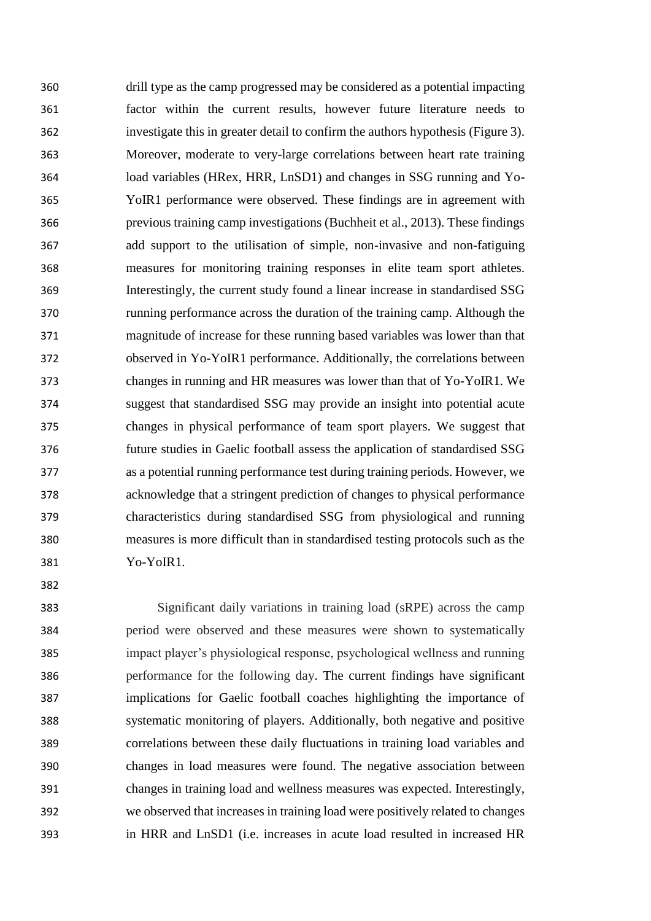drill type as the camp progressed may be considered as a potential impacting factor within the current results, however future literature needs to investigate this in greater detail to confirm the authors hypothesis (Figure 3). Moreover, moderate to very-large correlations between heart rate training load variables (HRex, HRR, LnSD1) and changes in SSG running and Yo-YoIR1 performance were observed. These findings are in agreement with previous training camp investigations (Buchheit et al., 2013). These findings add support to the utilisation of simple, non-invasive and non-fatiguing measures for monitoring training responses in elite team sport athletes. Interestingly, the current study found a linear increase in standardised SSG running performance across the duration of the training camp. Although the magnitude of increase for these running based variables was lower than that observed in Yo-YoIR1 performance. Additionally, the correlations between changes in running and HR measures was lower than that of Yo-YoIR1. We suggest that standardised SSG may provide an insight into potential acute changes in physical performance of team sport players. We suggest that future studies in Gaelic football assess the application of standardised SSG as a potential running performance test during training periods. However, we acknowledge that a stringent prediction of changes to physical performance characteristics during standardised SSG from physiological and running measures is more difficult than in standardised testing protocols such as the Yo-YoIR1.

Significant daily variations in training load (sRPE) across the camp period were observed and these measures were shown to systematically impact player's physiological response, psychological wellness and running performance for the following day. The current findings have significant implications for Gaelic football coaches highlighting the importance of systematic monitoring of players. Additionally, both negative and positive correlations between these daily fluctuations in training load variables and changes in load measures were found. The negative association between changes in training load and wellness measures was expected. Interestingly, we observed that increases in training load were positively related to changes in HRR and LnSD1 (i.e. increases in acute load resulted in increased HR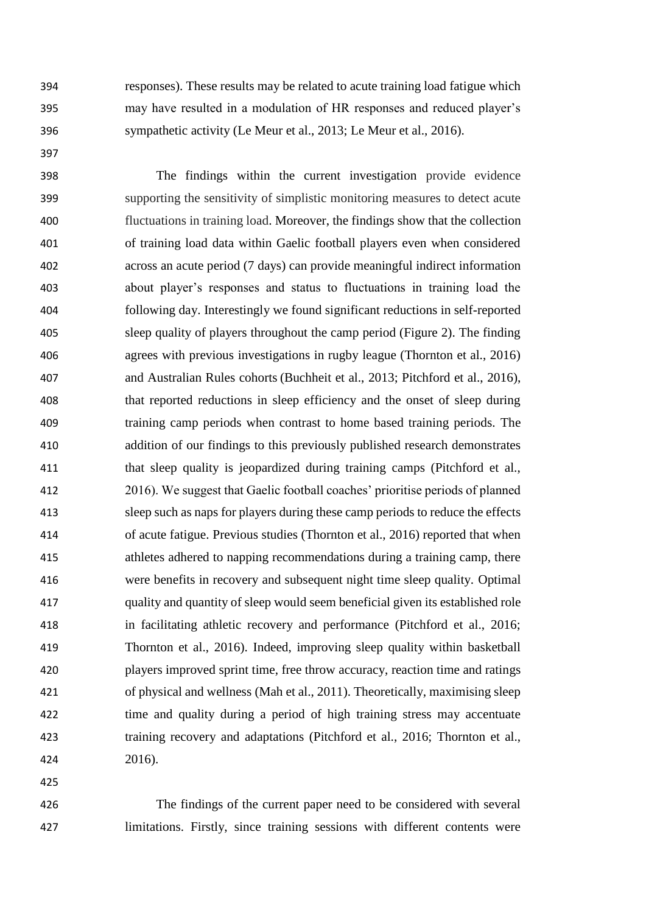responses). These results may be related to acute training load fatigue which may have resulted in a modulation of HR responses and reduced player's sympathetic activity (Le Meur et al., 2013; Le Meur et al., 2016).

The findings within the current investigation provide evidence supporting the sensitivity of simplistic monitoring measures to detect acute fluctuations in training load. Moreover, the findings show that the collection of training load data within Gaelic football players even when considered across an acute period (7 days) can provide meaningful indirect information about player's responses and status to fluctuations in training load the following day. Interestingly we found significant reductions in self-reported sleep quality of players throughout the camp period (Figure 2). The finding agrees with previous investigations in rugby league (Thornton et al., 2016) and Australian Rules cohorts (Buchheit et al., 2013; Pitchford et al., 2016), that reported reductions in sleep efficiency and the onset of sleep during training camp periods when contrast to home based training periods. The addition of our findings to this previously published research demonstrates that sleep quality is jeopardized during training camps (Pitchford et al., 2016). We suggest that Gaelic football coaches' prioritise periods of planned sleep such as naps for players during these camp periods to reduce the effects of acute fatigue. Previous studies (Thornton et al., 2016) reported that when athletes adhered to napping recommendations during a training camp, there were benefits in recovery and subsequent night time sleep quality. Optimal quality and quantity of sleep would seem beneficial given its established role in facilitating athletic recovery and performance (Pitchford et al., 2016; Thornton et al., 2016). Indeed, improving sleep quality within basketball players improved sprint time, free throw accuracy, reaction time and ratings of physical and wellness (Mah et al., 2011). Theoretically, maximising sleep time and quality during a period of high training stress may accentuate training recovery and adaptations (Pitchford et al., 2016; Thornton et al., 2016).

The findings of the current paper need to be considered with several limitations. Firstly, since training sessions with different contents were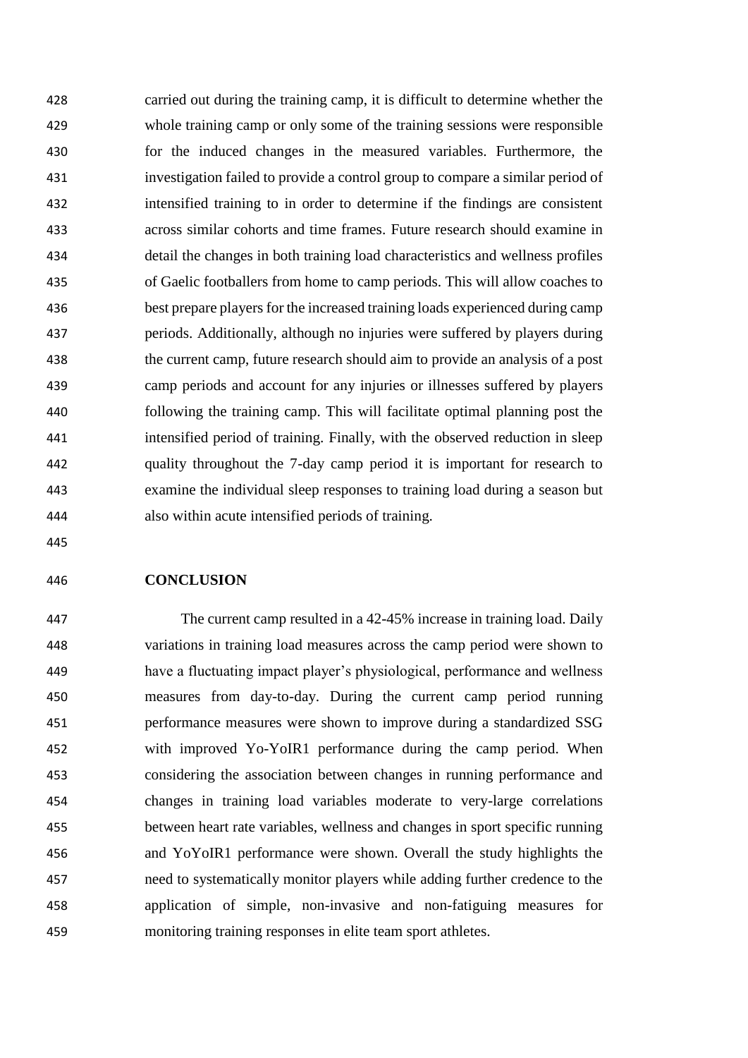carried out during the training camp, it is difficult to determine whether the whole training camp or only some of the training sessions were responsible for the induced changes in the measured variables. Furthermore, the investigation failed to provide a control group to compare a similar period of intensified training to in order to determine if the findings are consistent across similar cohorts and time frames. Future research should examine in detail the changes in both training load characteristics and wellness profiles of Gaelic footballers from home to camp periods. This will allow coaches to best prepare players for the increased training loads experienced during camp periods. Additionally, although no injuries were suffered by players during the current camp, future research should aim to provide an analysis of a post camp periods and account for any injuries or illnesses suffered by players following the training camp. This will facilitate optimal planning post the intensified period of training. Finally, with the observed reduction in sleep quality throughout the 7-day camp period it is important for research to examine the individual sleep responses to training load during a season but also within acute intensified periods of training.

## CONCLUSION

The current camp resulted in a 42-45% increase in training load. Daily variations in training load measures across the camp period were shown to have a fluctuating impact player's physiological, performance and wellness measures from day-to-day. During the current camp period running performance measures were shown to improve during a standardized SSG with improved Yo-YoIR1 performance during the camp period. When considering the association between changes in running performance and changes in training load variables moderate to very-large correlations between heart rate variables, wellness and changes in sport specific running and YoYoIR1 performance were shown. Overall the study highlights the need to systematically monitor players while adding further credence to the application of simple, non-invasive and non-fatiguing measures for monitoring training responses in elite team sport athletes.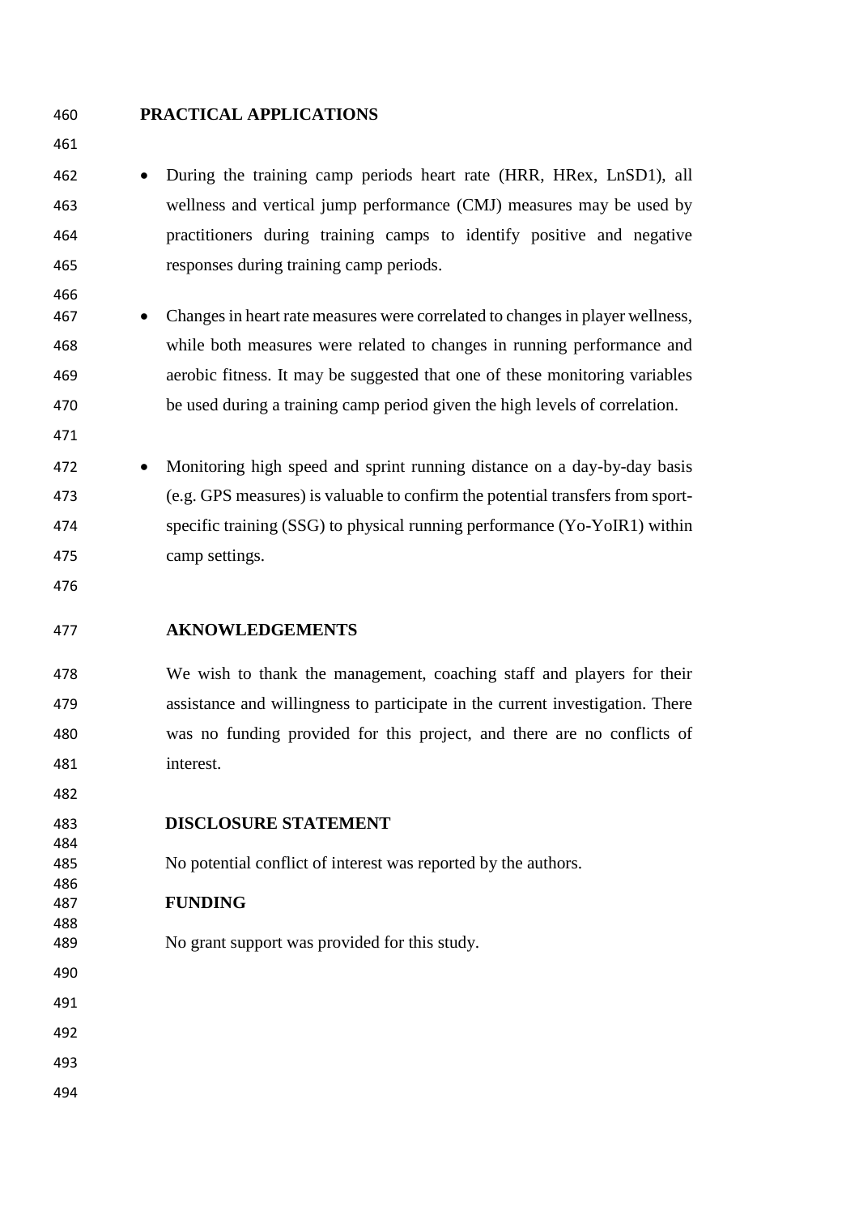## PRACTICAL APPLICATIONS

- During the training camp periods heart rate (HRR, HRex, LnSD1), all wellness and vertical jump performance (CMJ) measures may be used by practitioners during training camps to identify positive and negative responses during training camp periods.

- Changes in heart rate measures were correlated to changes in player wellness, while both measures were related to changes in running performance and aerobic fitness. It may be suggested that one of these monitoring variables be used during a training camp period given the high levels of correlation.

- Monitoring high speed and sprint running distance on a day-by-day basis (e.g. GPS measures) is valuable to confirm the potential transfers from sport-specific training (SSG) to physical running performance (Yo-YoIR1) within camp settings.

## AKNOWLEDGEMENTS

We wish to thank the management, coaching staff and players for their assistance and willingness to participate in the current investigation. There was no funding provided for this project, and there are no conflicts of interest.

## DISCLOSURE STATEMENT

No potential conflict of interest was reported by the authors.

## FUNDING

No grant support was provided for this study.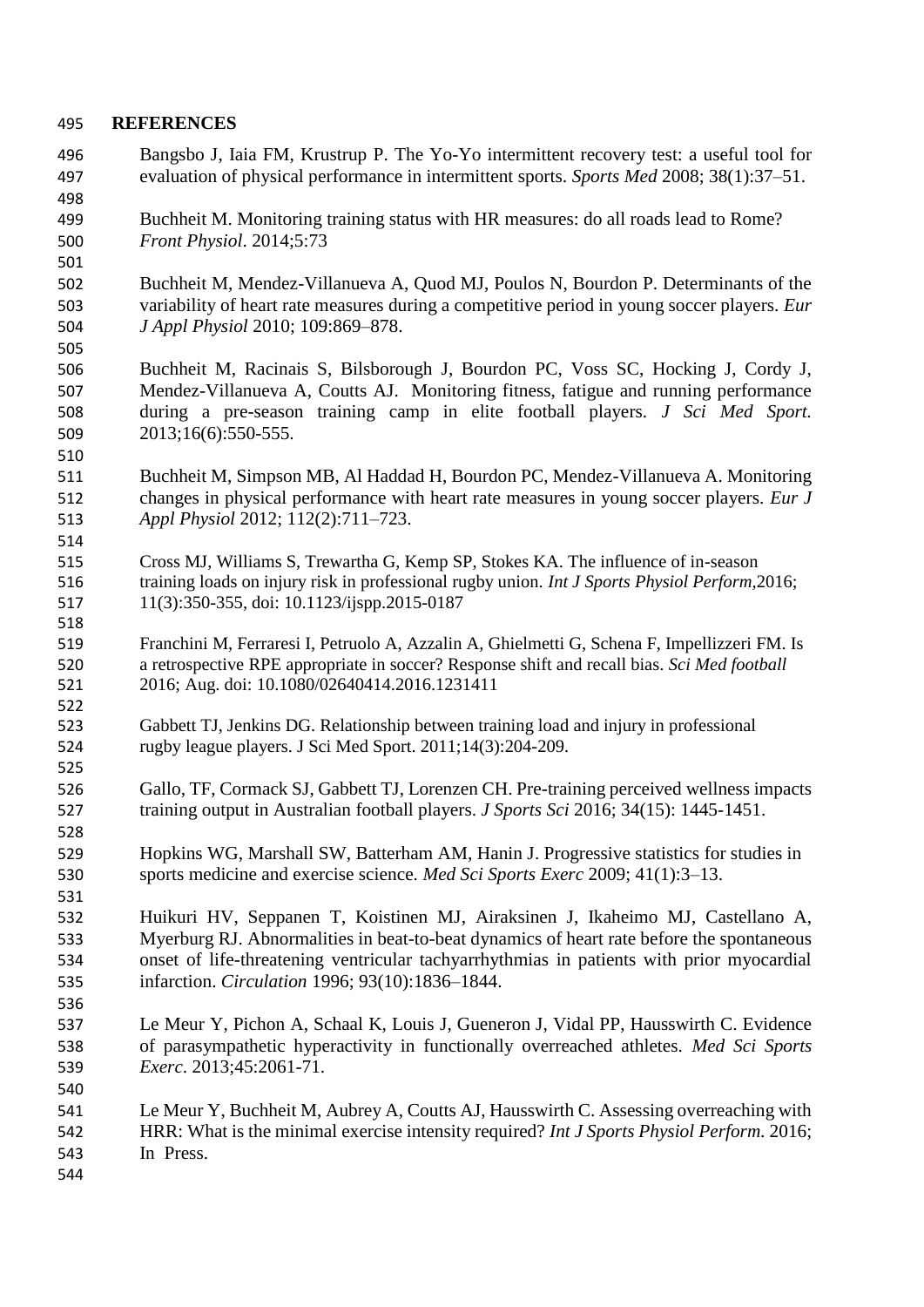## REFERENCES

Bangsbo J, Iaia FM, Krustrup P. The Yo-Yo intermittent recovery test: a useful tool for evaluation of physical performance in intermittent sports. *Sports Med* 2008; 38(1):37–51.

Buchheit M. Monitoring training status with HR measures: do all roads lead to Rome? *Front Physiol*. 2014;5:73

Buchheit M, Mendez-Villanueva A, Quod MJ, Poulos N, Bourdon P. Determinants of the variability of heart rate measures during a competitive period in young soccer players. *Eur J Appl Physiol* 2010; 109:869–878.

Buchheit M, Racinais S, Bilsborough J, Bourdon PC, Voss SC, Hocking J, Cordy J, Mendez-Villanueva A, Coutts AJ. Monitoring fitness, fatigue and running performance during a pre-season training camp in elite football players. *J Sci Med Sport.* 2013;16(6):550-555.

Buchheit M, Simpson MB, Al Haddad H, Bourdon PC, Mendez-Villanueva A. Monitoring changes in physical performance with heart rate measures in young soccer players. *Eur J Appl Physiol* 2012; 112(2):711–723.

Cross MJ, Williams S, Trewartha G, Kemp SP, Stokes KA. The influence of in-season training loads on injury risk in professional rugby union. *Int J Sports Physiol Perform*,2016; 11(3):350-355, doi: 10.1123/ijspp.2015-0187

Franchini M, Ferraresi I, Petruolo A, Azzalin A, Ghielmetti G, Schena F, Impellizzeri FM. Is a retrospective RPE appropriate in soccer? Response shift and recall bias. *Sci Med football* 2016; Aug. doi: 10.1080/02640414.2016.1231411

Gabbett TJ, Jenkins DG. Relationship between training load and injury in professional rugby league players. J Sci Med Sport. 2011;14(3):204-209.

Gallo, TF, Cormack SJ, Gabbett TJ, Lorenzen CH. Pre-training perceived wellness impacts training output in Australian football players. *J Sports Sci* 2016; 34(15): 1445-1451.

Hopkins WG, Marshall SW, Batterham AM, Hanin J. Progressive statistics for studies in sports medicine and exercise science. *Med Sci Sports Exerc* 2009; 41(1):3–13.

Huikuri HV, Seppanen T, Koistinen MJ, Airaksinen J, Ikaheimo MJ, Castellano A, Myerburg RJ. Abnormalities in beat-to-beat dynamics of heart rate before the spontaneous onset of life-threatening ventricular tachyarrhythmias in patients with prior myocardial infarction. *Circulation* 1996; 93(10):1836–1844.

Le Meur Y, Pichon A, Schaal K, Louis J, Gueneron J, Vidal PP, Hausswirth C. Evidence of parasympathetic hyperactivity in functionally overreached athletes. *Med Sci Sports Exerc*. 2013;45:2061-71.

Le Meur Y, Buchheit M, Aubrey A, Coutts AJ, Hausswirth C. Assessing overreaching with HRR: What is the minimal exercise intensity required? *Int J Sports Physiol Perform.* 2016; In Press.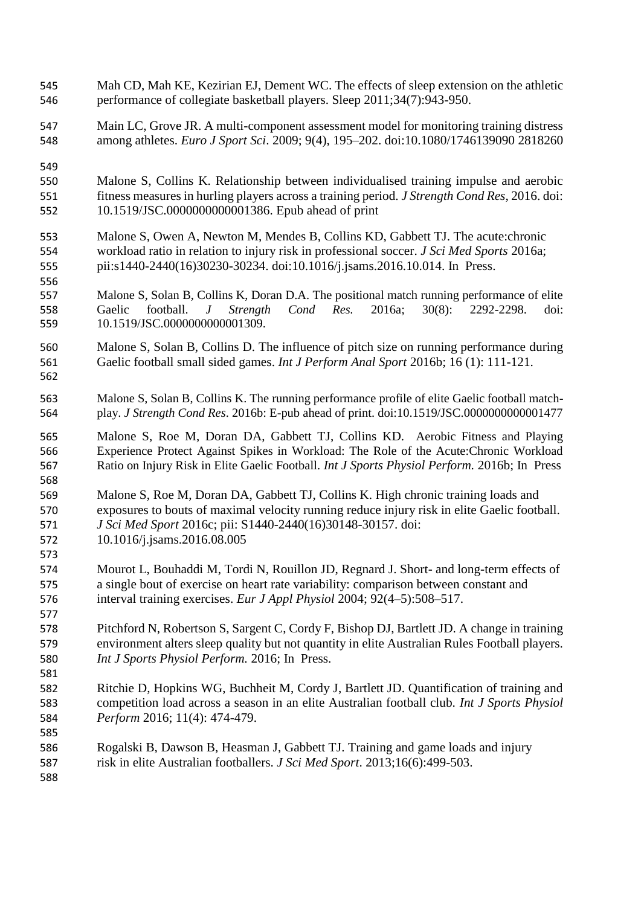Mah CD, Mah KE, Kezirian EJ, Dement WC. The effects of sleep extension on the athletic performance of collegiate basketball players. Sleep 2011;34(7):943-950.

Main LC, Grove JR. A multi-component assessment model for monitoring training distress among athletes. *Euro J Sport Sci*. 2009; 9(4), 195–202. doi:10.1080/1746139090 2818260

Malone S, Collins K. Relationship between individualised training impulse and aerobic fitness measures in hurling players across a training period. *J Strength Cond Res*, 2016. doi: 10.1519/JSC.0000000000001386. Epub ahead of print

Malone S, Owen A, Newton M, Mendes B, Collins KD, Gabbett TJ. The acute:chronic workload ratio in relation to injury risk in professional soccer. *J Sci Med Sports* 2016a; pii:s1440-2440(16)30230-30234. doi:10.1016/j.jsams.2016.10.014. In Press.

Malone S, Solan B, Collins K, Doran D.A. The positional match running performance of elite Gaelic football. *J Strength Cond Res.* 2016a; 30(8): 2292-2298. doi: 10.1519/JSC.0000000000001309.

Malone S, Solan B, Collins D. The influence of pitch size on running performance during Gaelic football small sided games. *Int J Perform Anal Sport* 2016b; 16 (1): 111-121.

Malone S, Solan B, Collins K. The running performance profile of elite Gaelic football match-play. *J Strength Cond Res*. 2016b: E-pub ahead of print. doi:10.1519/JSC.0000000000001477

Malone S, Roe M, Doran DA, Gabbett TJ, Collins KD. Aerobic Fitness and Playing Experience Protect Against Spikes in Workload: The Role of the Acute:Chronic Workload Ratio on Injury Risk in Elite Gaelic Football. *Int J Sports Physiol Perform.* 2016b; In Press

Malone S, Roe M, Doran DA, Gabbett TJ, Collins K. High chronic training loads and exposures to bouts of maximal velocity running reduce injury risk in elite Gaelic football. *J Sci Med Sport* 2016c; pii: S1440-2440(16)30148-30157. doi: 10.1016/j.jsams.2016.08.005

Mourot L, Bouhaddi M, Tordi N, Rouillon JD, Regnard J. Short- and long-term effects of a single bout of exercise on heart rate variability: comparison between constant and interval training exercises. *Eur J Appl Physiol* 2004; 92(4–5):508–517.

Pitchford N, Robertson S, Sargent C, Cordy F, Bishop DJ, Bartlett JD. A change in training environment alters sleep quality but not quantity in elite Australian Rules Football players. *Int J Sports Physiol Perform.* 2016; In Press.

Ritchie D, Hopkins WG, Buchheit M, Cordy J, Bartlett JD. Quantification of training and competition load across a season in an elite Australian football club. *Int J Sports Physiol Perform* 2016; 11(4): 474-479.

Rogalski B, Dawson B, Heasman J, Gabbett TJ. Training and game loads and injury risk in elite Australian footballers. *J Sci Med Sport*. 2013;16(6):499-503.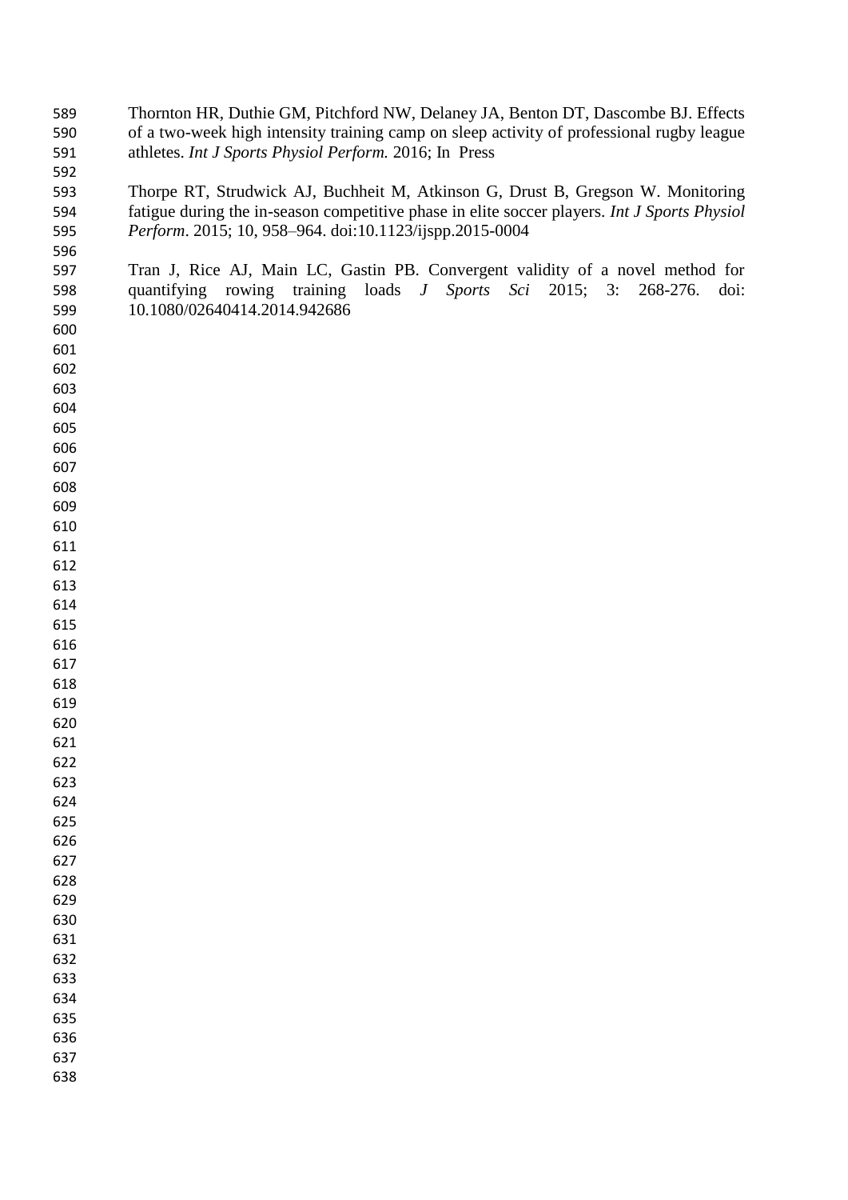Thornton HR, Duthie GM, Pitchford NW, Delaney JA, Benton DT, Dascombe BJ. Effects of a two-week high intensity training camp on sleep activity of professional rugby league athletes. *Int J Sports Physiol Perform.* 2016; In Press

Thorpe RT, Strudwick AJ, Buchheit M, Atkinson G, Drust B, Gregson W. Monitoring fatigue during the in-season competitive phase in elite soccer players. *Int J Sports Physiol Perform*. 2015; 10, 958–964. doi:10.1123/ijspp.2015-0004

Tran J, Rice AJ, Main LC, Gastin PB. Convergent validity of a novel method for quantifying rowing training loads *J Sports Sci* 2015; 3: 268-276. doi: 10.1080/02640414.2014.942686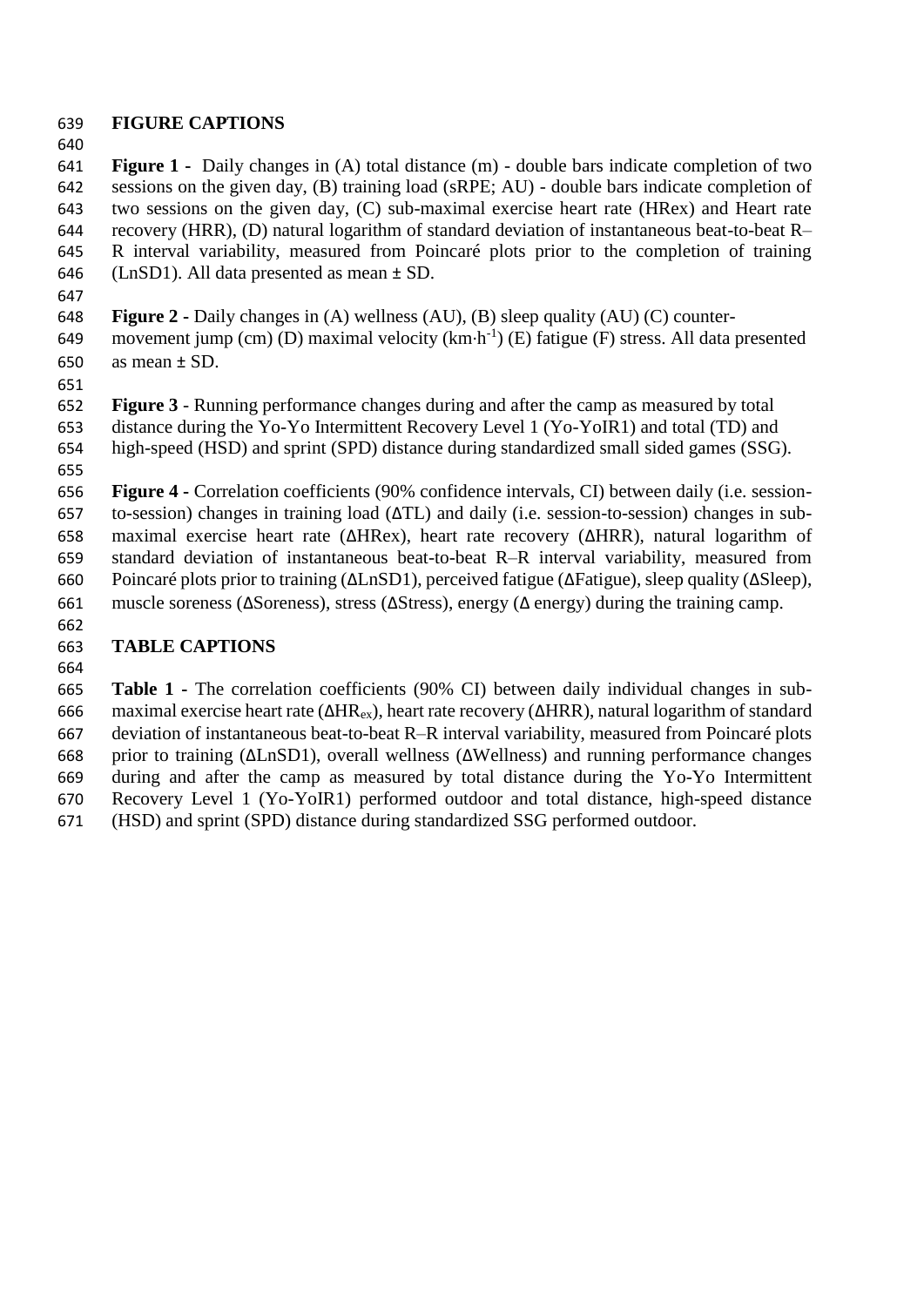## FIGURE CAPTIONS

**Figure 1 -** Daily changes in (A) total distance (m) - double bars indicate completion of two sessions on the given day, (B) training load (sRPE; AU) - double bars indicate completion of two sessions on the given day, (C) sub-maximal exercise heart rate (HRex) and Heart rate recovery (HRR), (D) natural logarithm of standard deviation of instantaneous beat-to-beat R–R interval variability, measured from Poincaré plots prior to the completion of training (LnSD1). All data presented as mean ± SD.

**Figure 2 -** Daily changes in (A) wellness (AU), (B) sleep quality (AU) (C) counter-movement jump (cm) (D) maximal velocity ($km \cdot h^{-1}$) (E) fatigue (F) stress. All data presented as mean ± SD.

**Figure 3** - Running performance changes during and after the camp as measured by total distance during the Yo-Yo Intermittent Recovery Level 1 (Yo-YoIR1) and total (TD) and high-speed (HSD) and sprint (SPD) distance during standardized small sided games (SSG).

**Figure 4 -** Correlation coefficients (90% confidence intervals, CI) between daily (i.e. session-to-session) changes in training load (ΔTL) and daily (i.e. session-to-session) changes in sub-maximal exercise heart rate (ΔHRex), heart rate recovery (ΔHRR), natural logarithm of standard deviation of instantaneous beat-to-beat R–R interval variability, measured from Poincaré plots prior to training (ΔLnSD1), perceived fatigue (ΔFatigue), sleep quality (ΔSleep), muscle soreness (ΔSoreness), stress (ΔStress), energy (Δ energy) during the training camp.

## TABLE CAPTIONS

**Table 1 -** The correlation coefficients (90% CI) between daily individual changes in sub-maximal exercise heart rate ($\Delta HR_{ex}$), heart rate recovery (ΔHRR), natural logarithm of standard deviation of instantaneous beat-to-beat R–R interval variability, measured from Poincaré plots prior to training (ΔLnSD1), overall wellness (ΔWellness) and running performance changes during and after the camp as measured by total distance during the Yo-Yo Intermittent Recovery Level 1 (Yo-YoIR1) performed outdoor and total distance, high-speed distance (HSD) and sprint (SPD) distance during standardized SSG performed outdoor.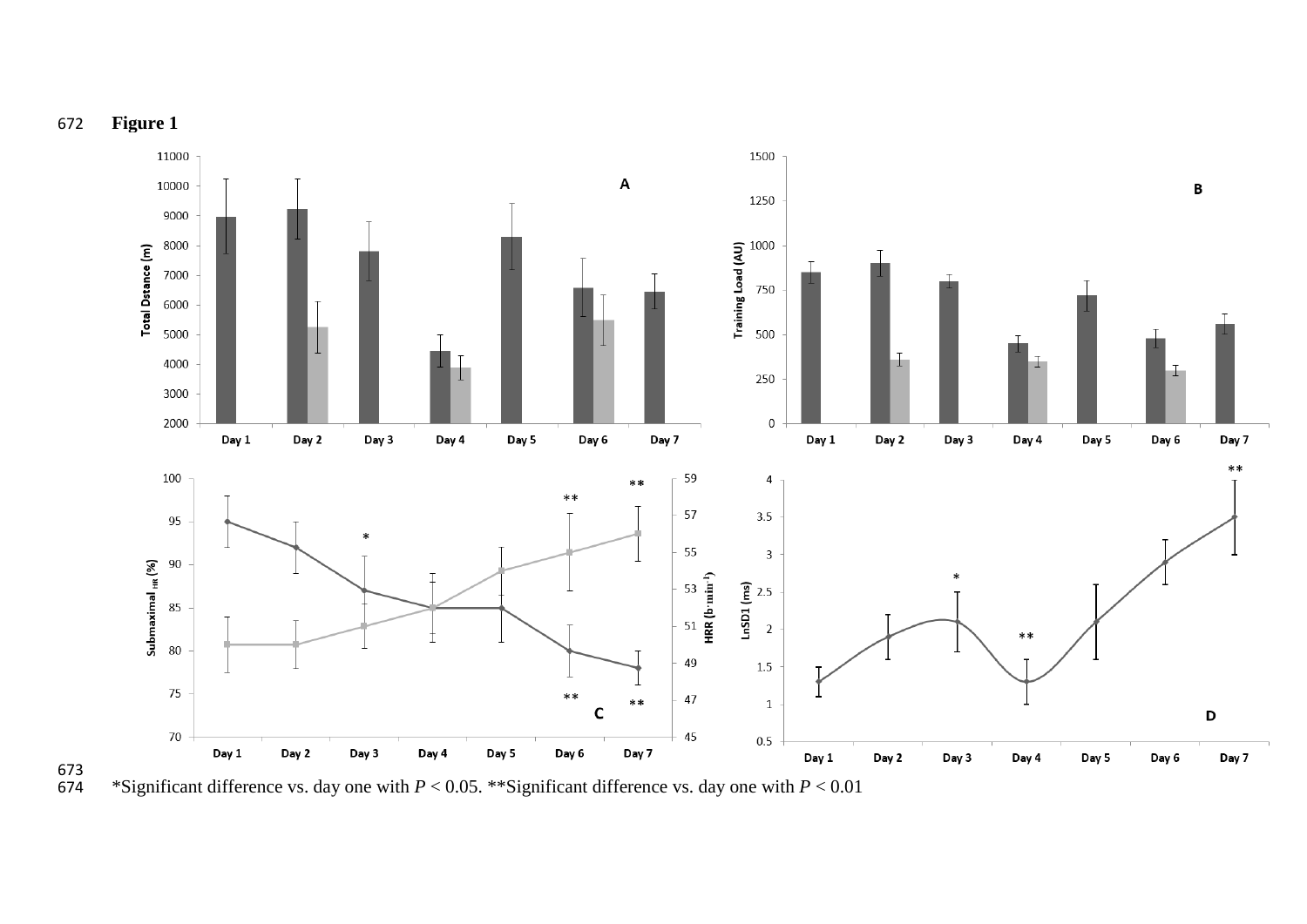**Figure 1**

*Significant difference vs. day one with $P < 0.05$. **Significant difference vs. day one with $P < 0.01$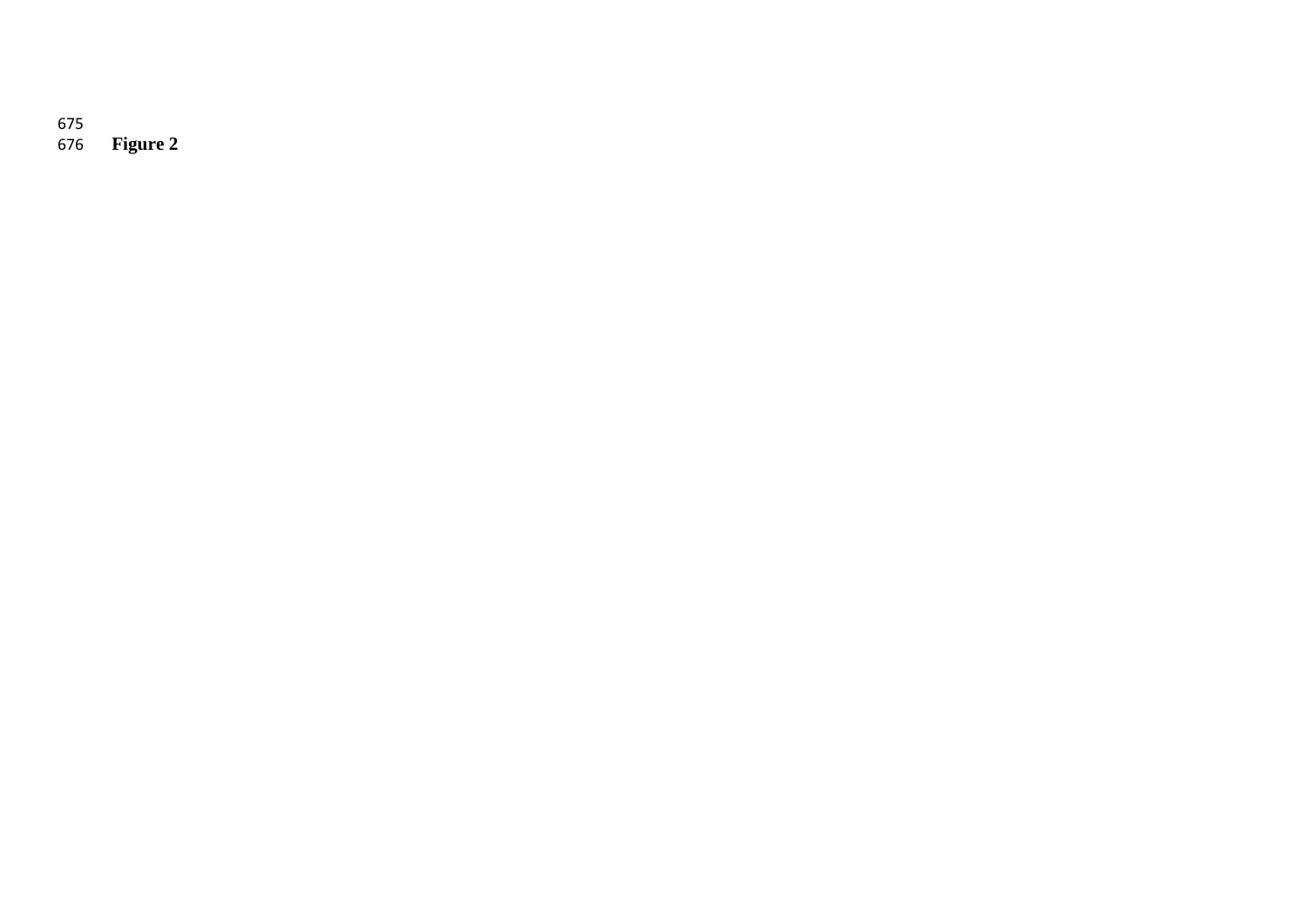**Figure 2**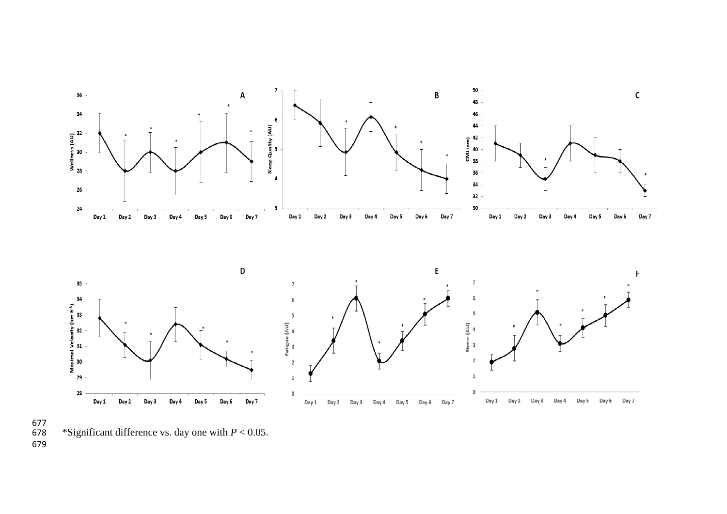*Significant difference vs. day one with $P < 0.05$.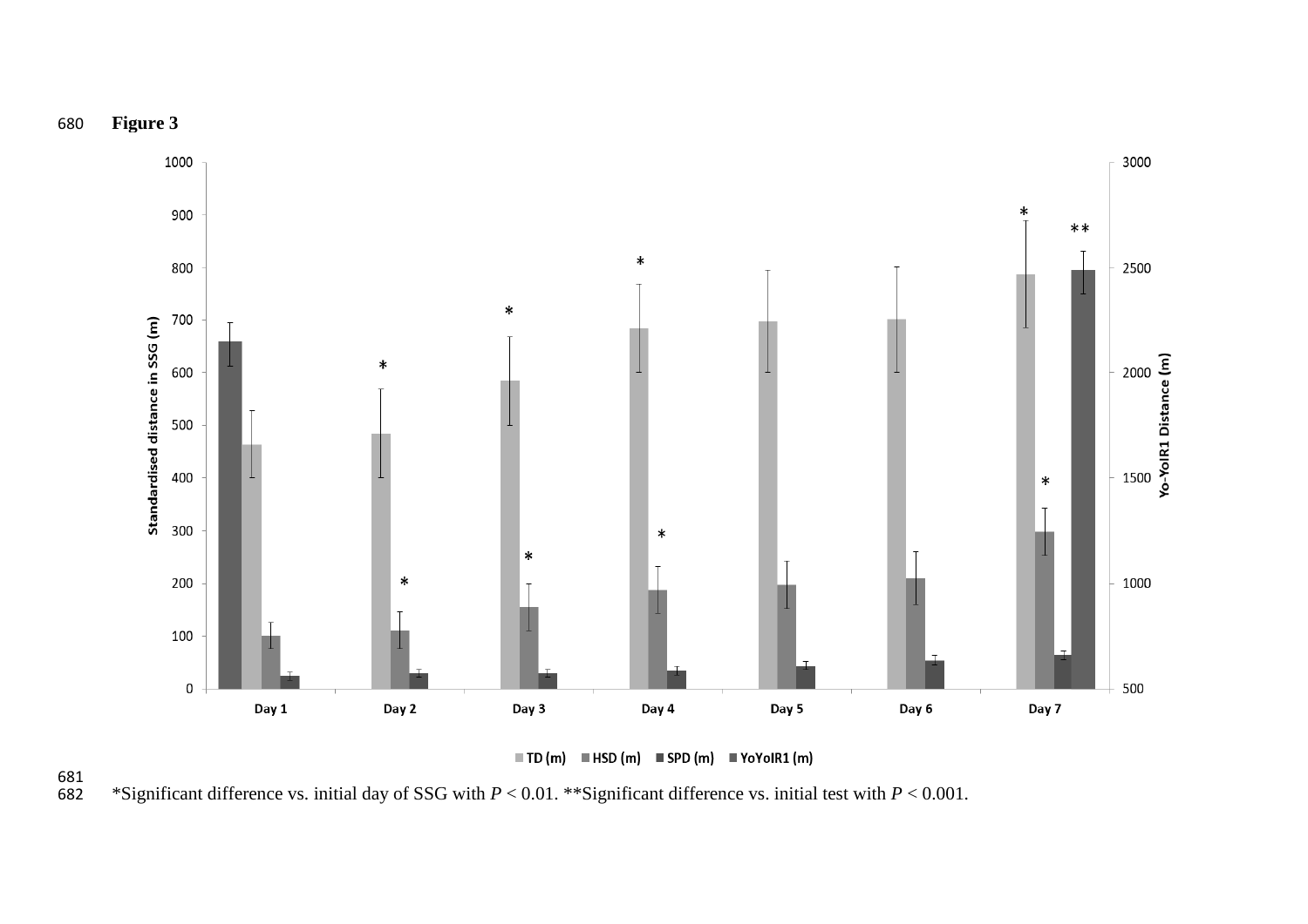**Figure 3**

*Significant difference vs. initial day of SSG with $P < 0.01$. **Significant difference vs. initial test with $P < 0.001$.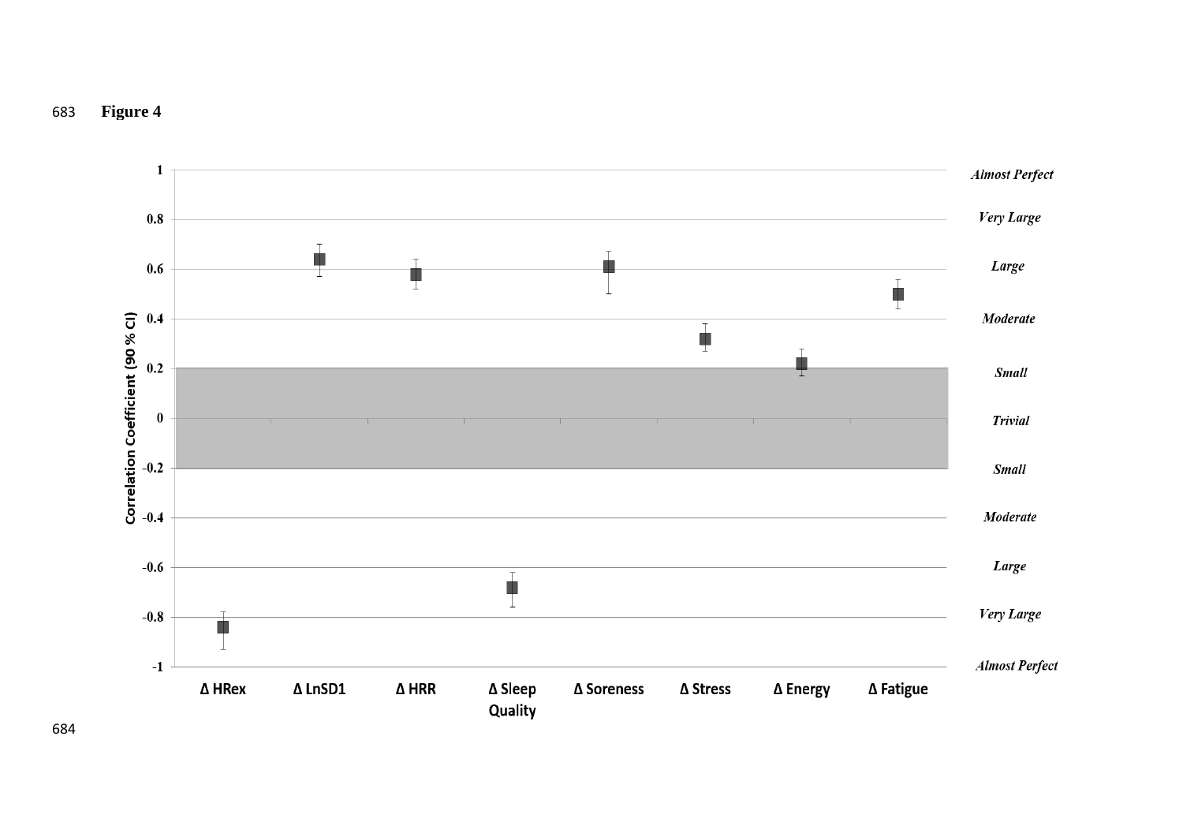**Figure 4**

| | Δ HRex | Δ LnSD1 | Δ HRR | Δ Sleep Quality | Δ Soreness | Δ Stress | Δ Energy | Δ Fatigue |
|---|---|---|---|---|---|---|---|---|

Correlation Coefficient (90 % CI)

Almost Perfect, Very Large, Large, Moderate, Small, Trivial, Small, Moderate, Large, Very Large, Almost Perfect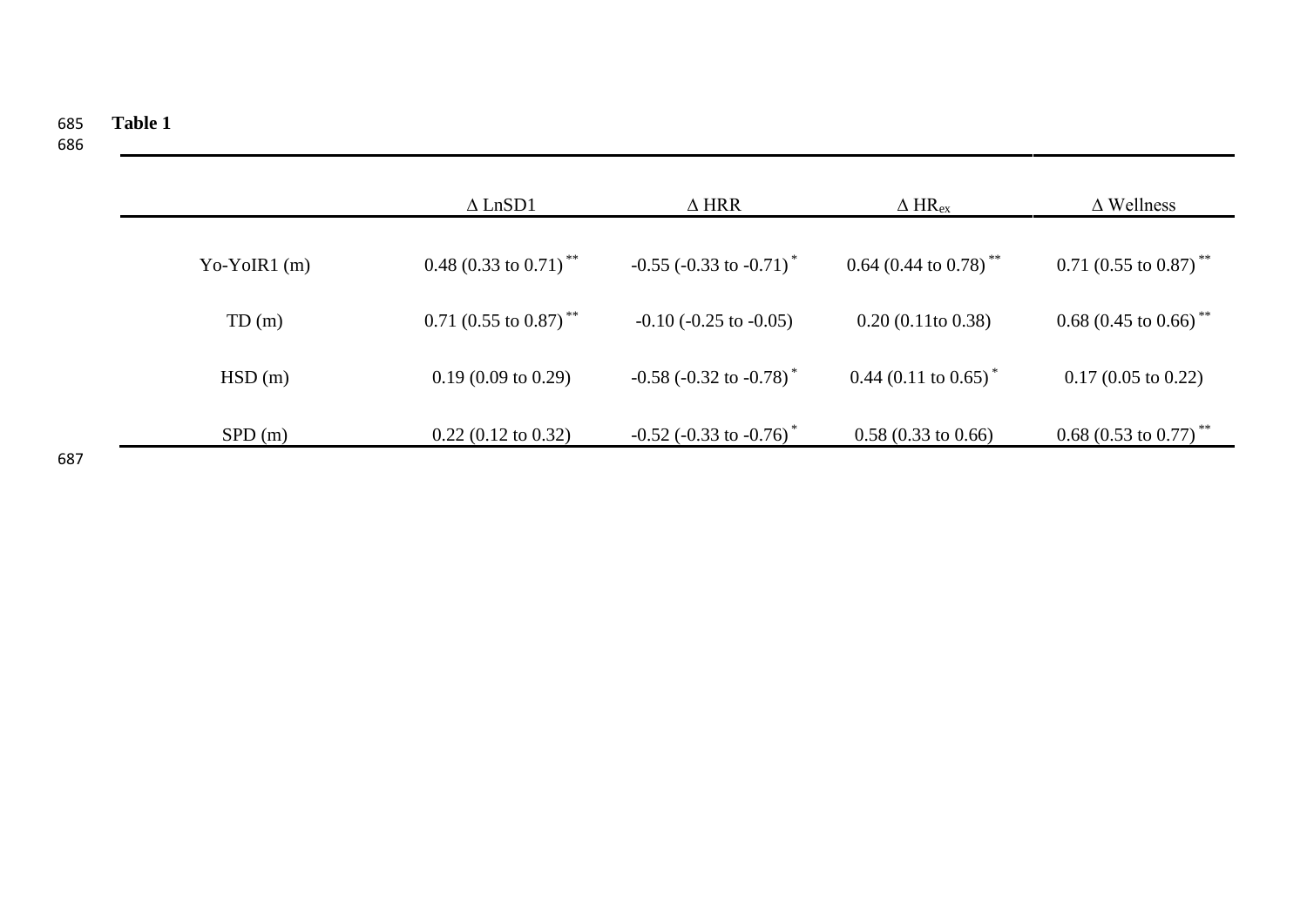**Table 1**

| | Δ LnSD1 | Δ HRR | Δ $HR_{ex}$ | Δ Wellness |
|---|---|---|---|---|
| Yo-YoIR1 (m) | 0.48 (0.33 to 0.71) ** | -0.55 (-0.33 to -0.71) * | 0.64 (0.44 to 0.78) ** | 0.71 (0.55 to 0.87) ** |
| TD (m) | 0.71 (0.55 to 0.87) ** | -0.10 (-0.25 to -0.05) | 0.20 (0.11to 0.38) | 0.68 (0.45 to 0.66) ** |
| HSD (m) | 0.19 (0.09 to 0.29) | -0.58 (-0.32 to -0.78) * | 0.44 (0.11 to 0.65) * | 0.17 (0.05 to 0.22) |
| SPD (m) | 0.22 (0.12 to 0.32) | -0.52 (-0.33 to -0.76) * | 0.58 (0.33 to 0.66) | 0.68 (0.53 to 0.77) ** |